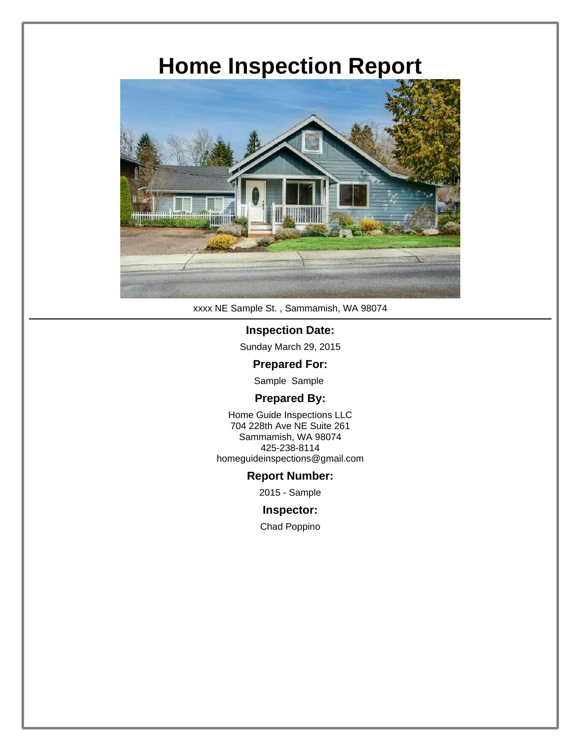# Home Inspection Report

xxxx NE Sample St. , Sammamish, WA 98074

---

**Inspection Date:**

Sunday March 29, 2015

**Prepared For:**

Sample Sample

**Prepared By:**

Home Guide Inspections LLC
704 228th Ave NE Suite 261
Sammamish, WA 98074
425-238-8114
homeguideinspections@gmail.com

**Report Number:**

2015 - Sample

**Inspector:**

Chad Poppino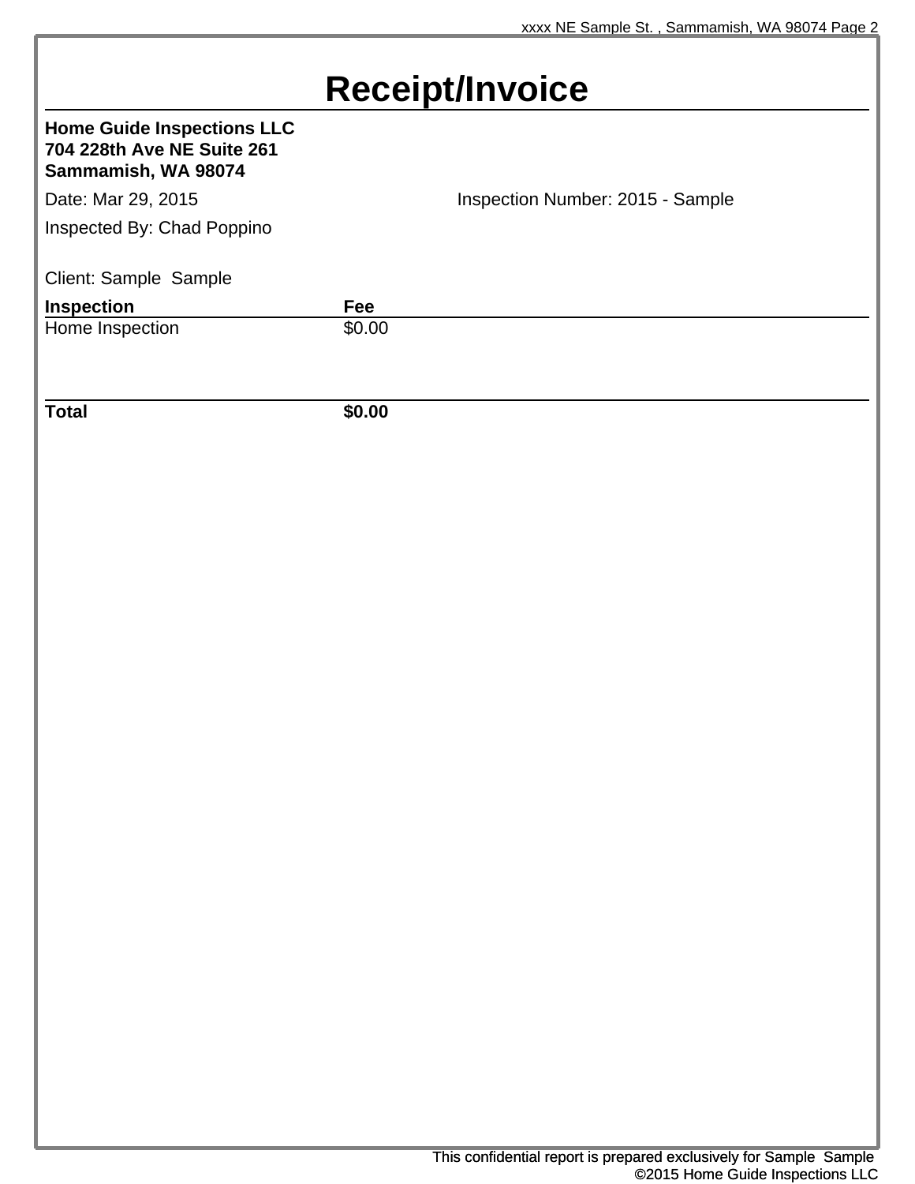# Receipt/Invoice

**Home Guide Inspections LLC**
**704 228th Ave NE Suite 261**
**Sammamish, WA 98074**

Date: Mar 29, 2015

Inspection Number: 2015 - Sample

Inspected By: Chad Poppino

Client: Sample Sample

| Inspection | Fee |
| --- | --- |
| Home Inspection | $0.00 |
| **Total** | **$0.00** |

This confidential report is prepared exclusively for Sample Sample
©2015 Home Guide Inspections LLC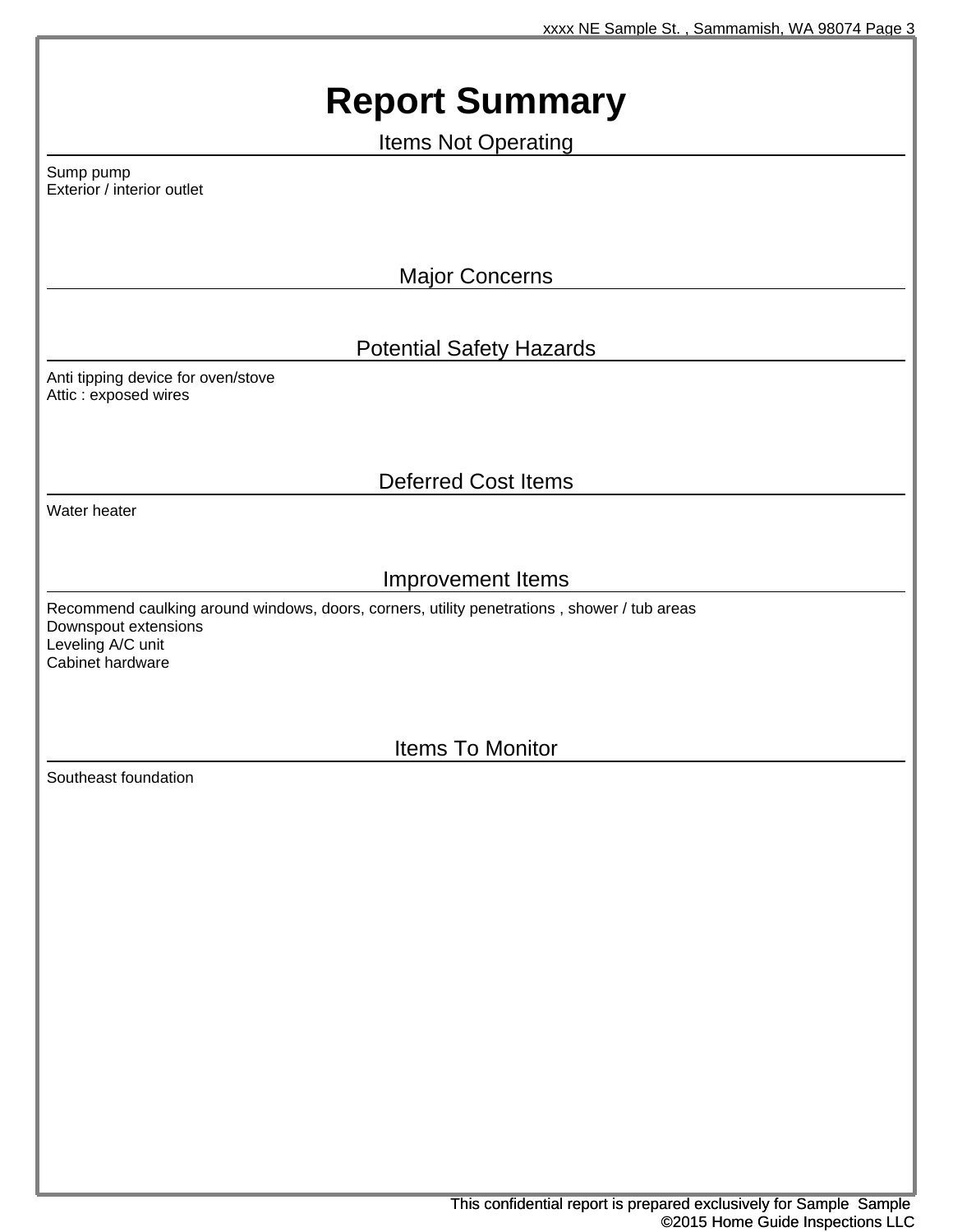# Report Summary

## Items Not Operating

Sump pump
Exterior / interior outlet

## Major Concerns

## Potential Safety Hazards

Anti tipping device for oven/stove
Attic : exposed wires

## Deferred Cost Items

Water heater

## Improvement Items

Recommend caulking around windows, doors, corners, utility penetrations , shower / tub areas
Downspout extensions
Leveling A/C unit
Cabinet hardware

## Items To Monitor

Southeast foundation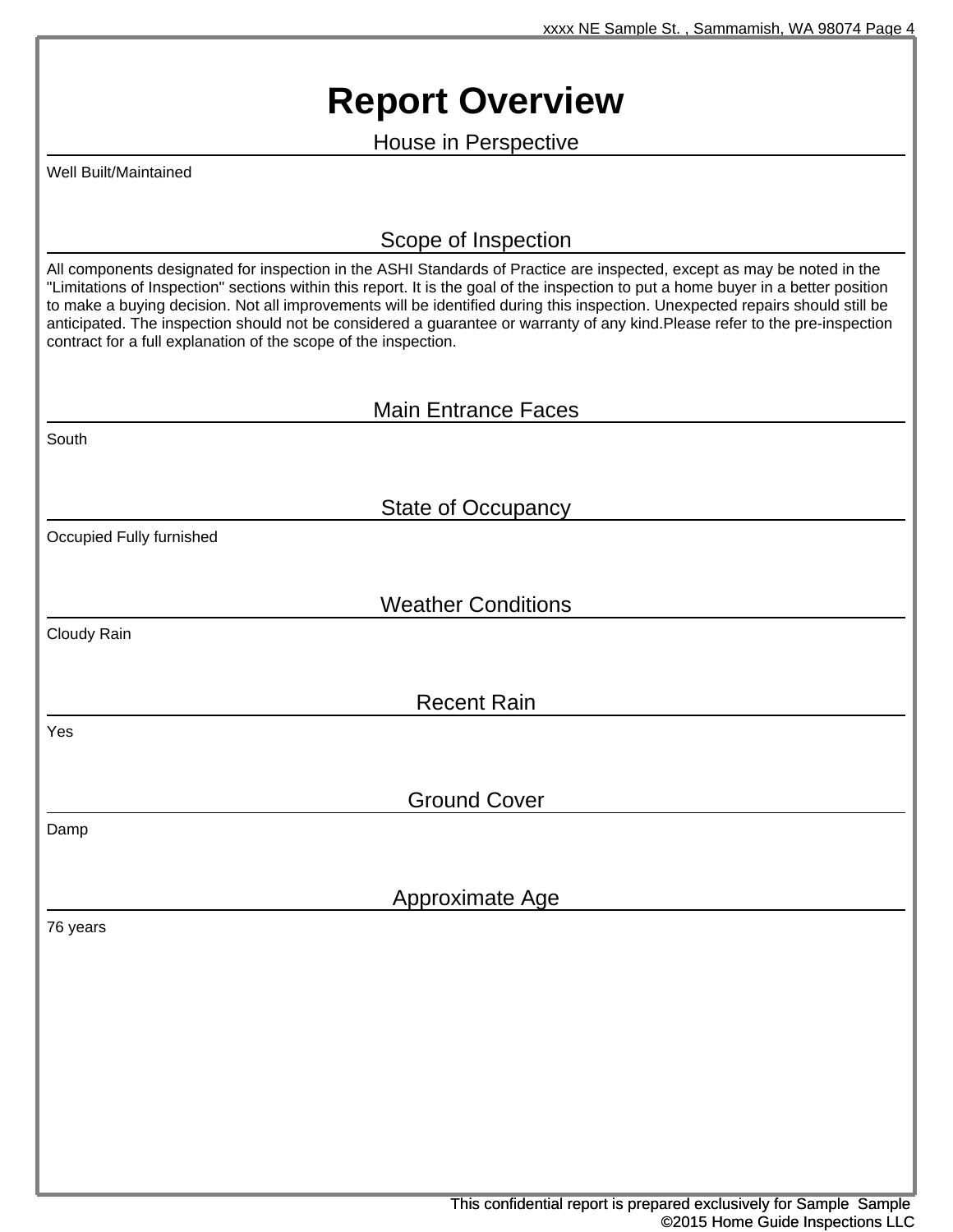# Report Overview

## House in Perspective

Well Built/Maintained

## Scope of Inspection

All components designated for inspection in the ASHI Standards of Practice are inspected, except as may be noted in the "Limitations of Inspection" sections within this report. It is the goal of the inspection to put a home buyer in a better position to make a buying decision. Not all improvements will be identified during this inspection. Unexpected repairs should still be anticipated. The inspection should not be considered a guarantee or warranty of any kind.Please refer to the pre-inspection contract for a full explanation of the scope of the inspection.

## Main Entrance Faces

South

## State of Occupancy

Occupied Fully furnished

## Weather Conditions

Cloudy Rain

## Recent Rain

Yes

## Ground Cover

Damp

## Approximate Age

76 years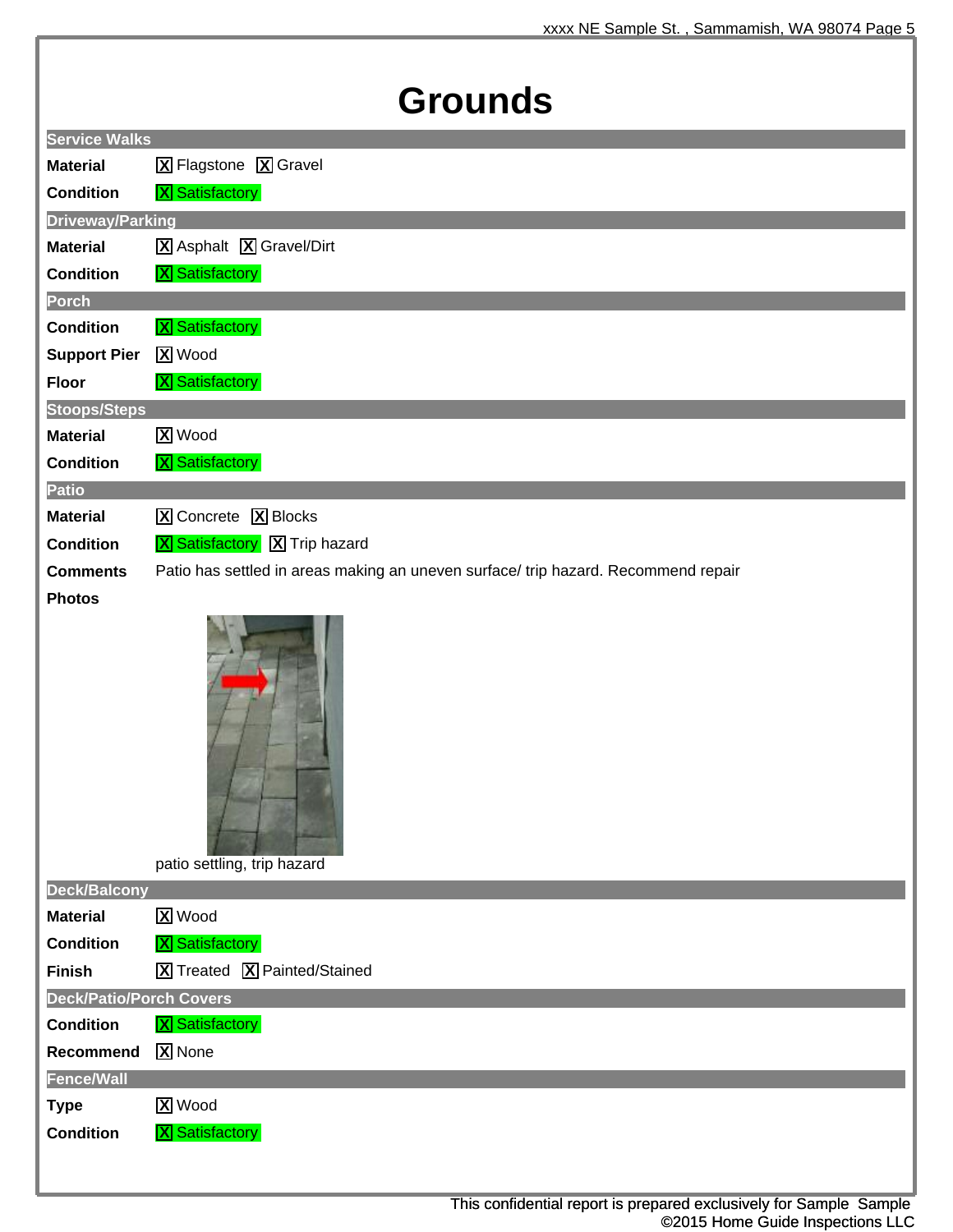# Grounds

## Service Walks

**Material** [X] Flagstone [X] Gravel

**Condition** [X] Satisfactory

## Driveway/Parking

**Material** [X] Asphalt [X] Gravel/Dirt

**Condition** [X] Satisfactory

## Porch

**Condition** [X] Satisfactory

**Support Pier** [X] Wood

**Floor** [X] Satisfactory

## Stoops/Steps

**Material** [X] Wood

**Condition** [X] Satisfactory

## Patio

**Material** [X] Concrete [X] Blocks

**Condition** [X] Satisfactory [X] Trip hazard

**Comments** Patio has settled in areas making an uneven surface/ trip hazard. Recommend repair

**Photos**

patio settling, trip hazard

## Deck/Balcony

**Material** [X] Wood

**Condition** [X] Satisfactory

**Finish** [X] Treated [X] Painted/Stained

## Deck/Patio/Porch Covers

**Condition** [X] Satisfactory

**Recommend** [X] None

## Fence/Wall

**Type** [X] Wood

**Condition** [X] Satisfactory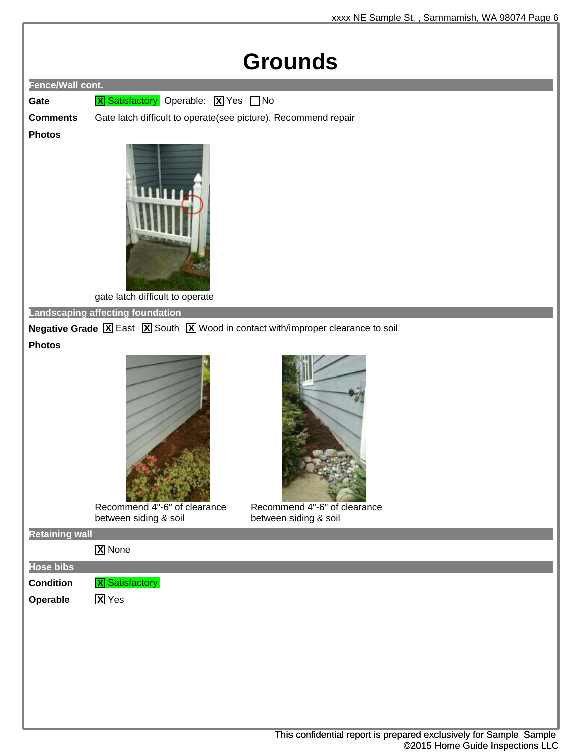# Grounds

## Fence/Wall cont.

**Gate** [X] Satisfactory Operable: [X] Yes [ ] No

**Comments** Gate latch difficult to operate(see picture). Recommend repair

**Photos**

gate latch difficult to operate

## Landscaping affecting foundation

**Negative Grade** [X] East [X] South [X] Wood in contact with/improper clearance to soil

**Photos**

Recommend 4"-6" of clearance between siding & soil

Recommend 4"-6" of clearance between siding & soil

## Retaining wall

[X] None

## Hose bibs

**Condition** [X] Satisfactory

**Operable** [X] Yes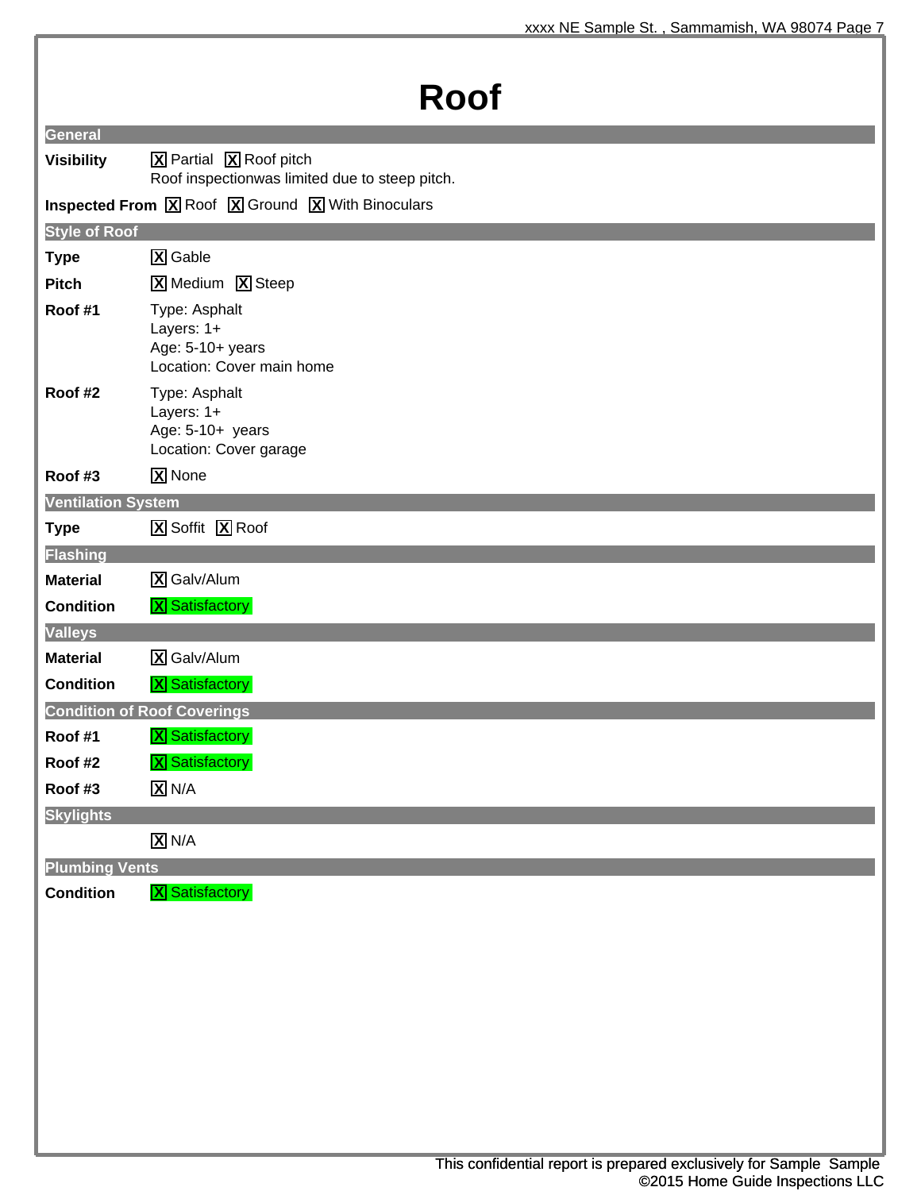# Roof

## General

**Visibility** [X] Partial [X] Roof pitch
Roof inspectionwas limited due to steep pitch.

**Inspected From** [X] Roof [X] Ground [X] With Binoculars

## Style of Roof

**Type** [X] Gable

**Pitch** [X] Medium [X] Steep

**Roof #1**
Type: Asphalt
Layers: 1+
Age: 5-10+ years
Location: Cover main home

**Roof #2**
Type: Asphalt
Layers: 1+
Age: 5-10+ years
Location: Cover garage

**Roof #3** [X] None

## Ventilation System

**Type** [X] Soffit [X] Roof

## Flashing

**Material** [X] Galv/Alum

**Condition** [X] Satisfactory

## Valleys

**Material** [X] Galv/Alum

**Condition** [X] Satisfactory

## Condition of Roof Coverings

**Roof #1** [X] Satisfactory

**Roof #2** [X] Satisfactory

**Roof #3** [X] N/A

## Skylights

[X] N/A

## Plumbing Vents

**Condition** [X] Satisfactory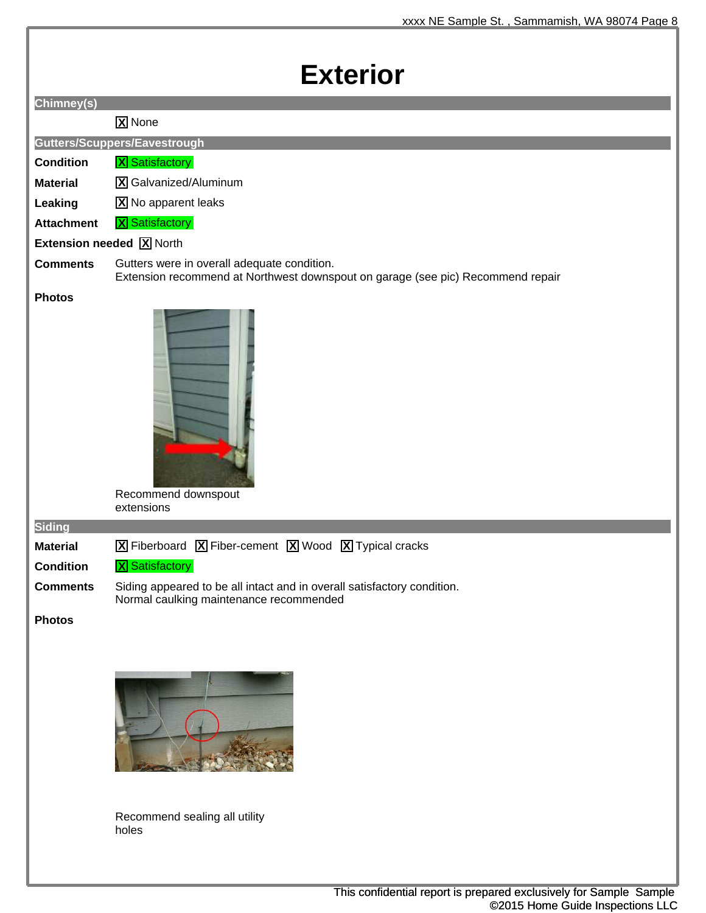# Exterior

## Chimney(s)

[X] None

## Gutters/Scuppers/Eavestrough

**Condition** [X] Satisfactory

**Material** [X] Galvanized/Aluminum

**Leaking** [X] No apparent leaks

**Attachment** [X] Satisfactory

**Extension needed** [X] North

**Comments** Gutters were in overall adequate condition.
Extension recommend at Northwest downspout on garage (see pic) Recommend repair

**Photos**

Recommend downspout extensions

## Siding

**Material** [X] Fiberboard [X] Fiber-cement [X] Wood [X] Typical cracks

**Condition** [X] Satisfactory

**Comments** Siding appeared to be all intact and in overall satisfactory condition.
Normal caulking maintenance recommended

**Photos**

Recommend sealing all utility holes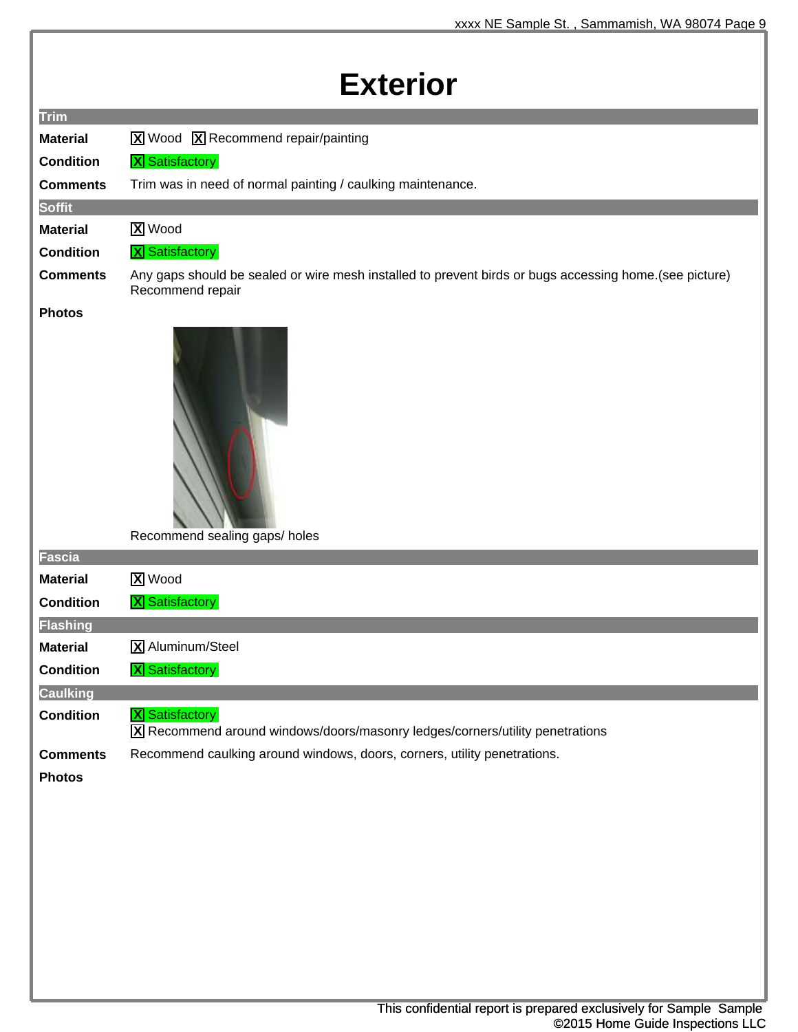# Exterior

## Trim

**Material** [X] Wood [X] Recommend repair/painting

**Condition** [X] Satisfactory

**Comments** Trim was in need of normal painting / caulking maintenance.

## Soffit

**Material** [X] Wood

**Condition** [X] Satisfactory

**Comments** Any gaps should be sealed or wire mesh installed to prevent birds or bugs accessing home.(see picture) Recommend repair

**Photos**

Recommend sealing gaps/ holes

## Fascia

**Material** [X] Wood

**Condition** [X] Satisfactory

## Flashing

**Material** [X] Aluminum/Steel

**Condition** [X] Satisfactory

## Caulking

**Condition** [X] Satisfactory
[X] Recommend around windows/doors/masonry ledges/corners/utility penetrations

**Comments** Recommend caulking around windows, doors, corners, utility penetrations.

**Photos**

This confidential report is prepared exclusively for Sample Sample
©2015 Home Guide Inspections LLC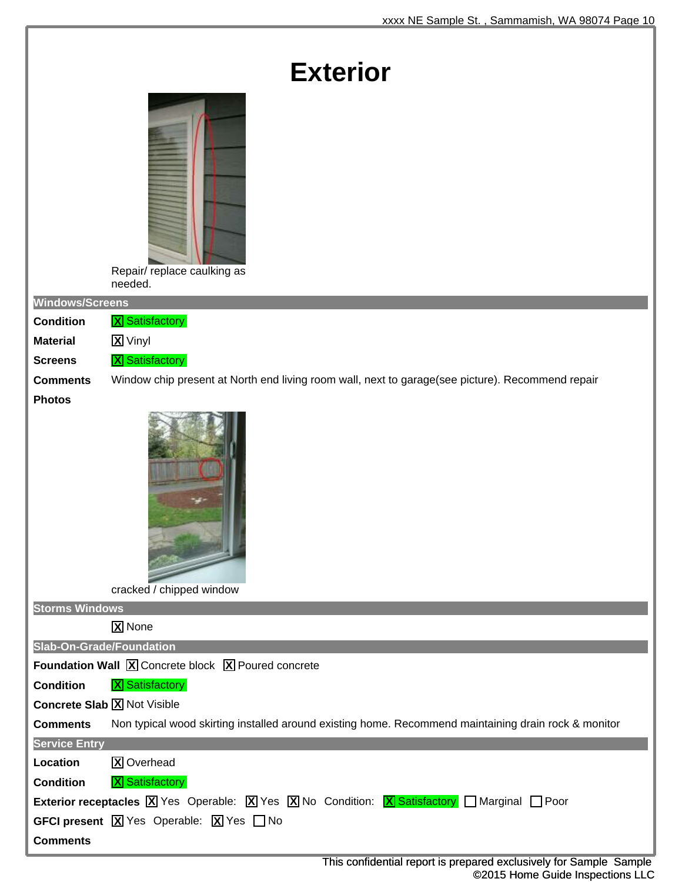# Exterior

Repair/ replace caulking as needed.

## Windows/Screens

**Condition** [X] Satisfactory

**Material** [X] Vinyl

**Screens** [X] Satisfactory

**Comments** Window chip present at North end living room wall, next to garage(see picture). Recommend repair

**Photos**

cracked / chipped window

## Storms Windows

[X] None

## Slab-On-Grade/Foundation

**Foundation Wall** [X] Concrete block [X] Poured concrete

**Condition** [X] Satisfactory

**Concrete Slab** [X] Not Visible

**Comments** Non typical wood skirting installed around existing home. Recommend maintaining drain rock & monitor

## Service Entry

**Location** [X] Overhead

**Condition** [X] Satisfactory

**Exterior receptacles** [X] Yes Operable: [X] Yes [X] No Condition: [X] Satisfactory [ ] Marginal [ ] Poor

**GFCI present** [X] Yes Operable: [X] Yes [ ] No

**Comments**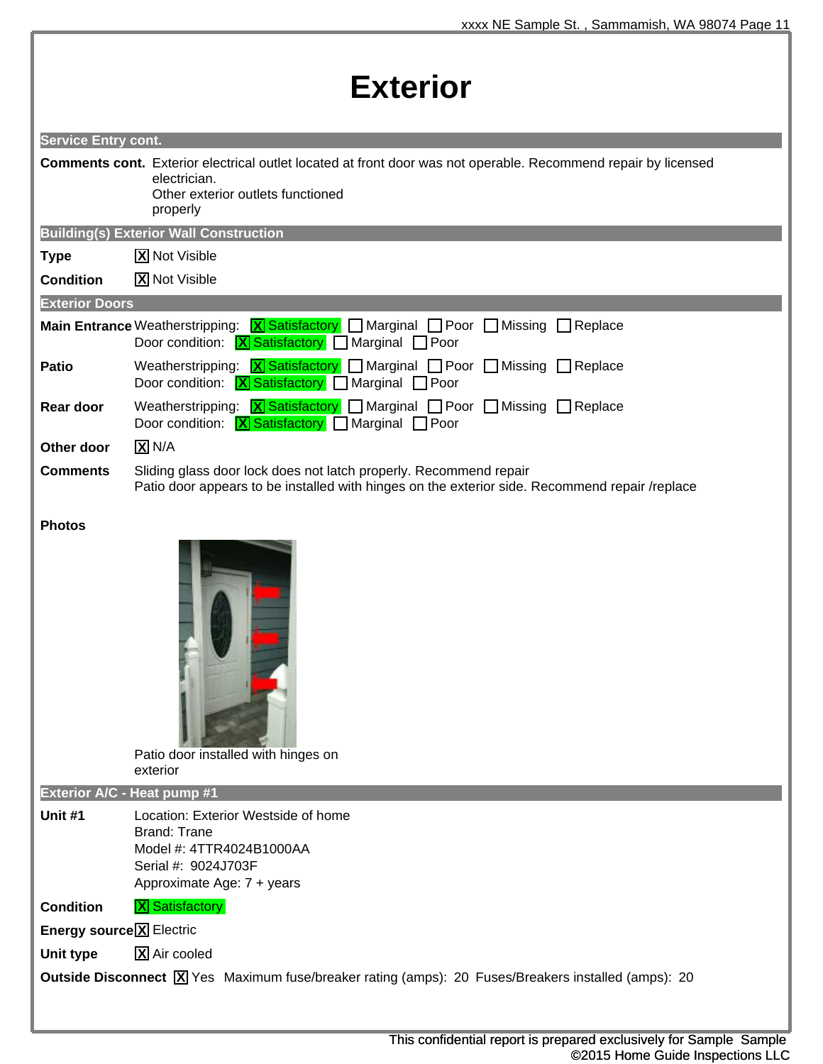# Exterior

## Service Entry cont.

**Comments cont.** Exterior electrical outlet located at front door was not operable. Recommend repair by licensed electrician.
Other exterior outlets functioned properly

## Building(s) Exterior Wall Construction

**Type** [X] Not Visible

**Condition** [X] Not Visible

## Exterior Doors

**Main Entrance** Weatherstripping: [X] Satisfactory [ ] Marginal [ ] Poor [ ] Missing [ ] Replace
Door condition: [X] Satisfactory [ ] Marginal [ ] Poor

**Patio** Weatherstripping: [X] Satisfactory [ ] Marginal [ ] Poor [ ] Missing [ ] Replace
Door condition: [X] Satisfactory [ ] Marginal [ ] Poor

**Rear door** Weatherstripping: [X] Satisfactory [ ] Marginal [ ] Poor [ ] Missing [ ] Replace
Door condition: [X] Satisfactory [ ] Marginal [ ] Poor

**Other door** [X] N/A

**Comments** Sliding glass door lock does not latch properly. Recommend repair
Patio door appears to be installed with hinges on the exterior side. Recommend repair /replace

**Photos**

Patio door installed with hinges on exterior

## Exterior A/C - Heat pump #1

**Unit #1** Location: Exterior Westside of home
Brand: Trane
Model #: 4TTR4024B1000AA
Serial #: 9024J703F
Approximate Age: 7 + years

**Condition** [X] Satisfactory

**Energy source** [X] Electric

**Unit type** [X] Air cooled

**Outside Disconnect** [X] Yes Maximum fuse/breaker rating (amps): 20 Fuses/Breakers installed (amps): 20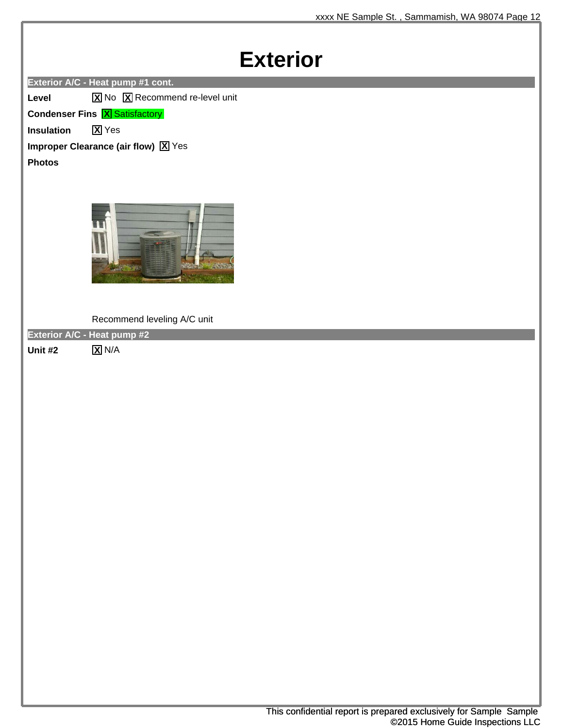# Exterior

## Exterior A/C - Heat pump #1 cont.

**Level** [X] No [X] Recommend re-level unit

**Condenser Fins** [X] Satisfactory

**Insulation** [X] Yes

**Improper Clearance (air flow)** [X] Yes

**Photos**

Recommend leveling A/C unit

## Exterior A/C - Heat pump #2

**Unit #2** [X] N/A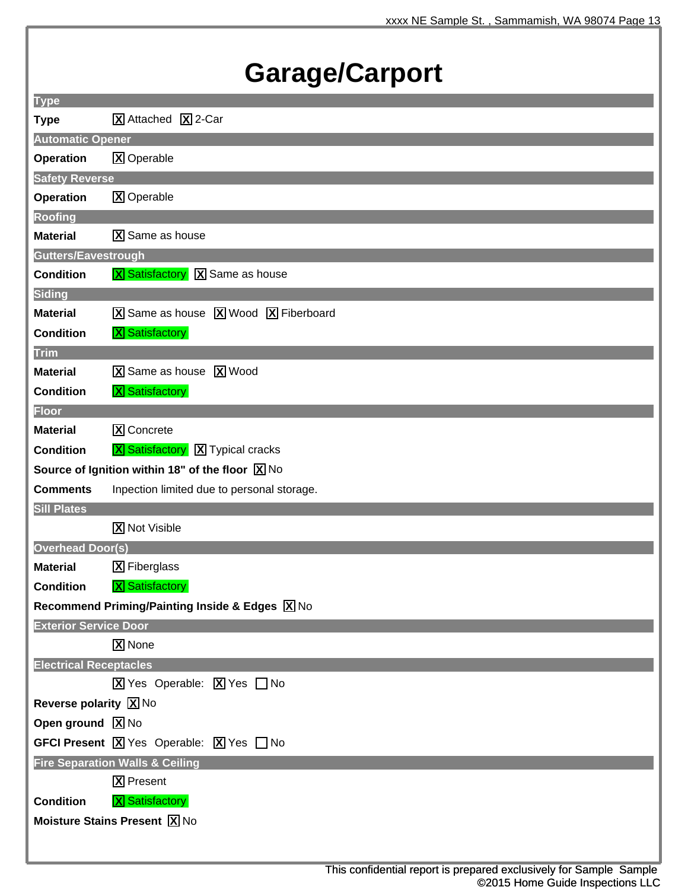# Garage/Carport

## Type

**Type** [X] Attached [X] 2-Car

## Automatic Opener

**Operation** [X] Operable

## Safety Reverse

**Operation** [X] Operable

## Roofing

**Material** [X] Same as house

## Gutters/Eavestrough

**Condition** [X] Satisfactory [X] Same as house

## Siding

**Material** [X] Same as house [X] Wood [X] Fiberboard

**Condition** [X] Satisfactory

## Trim

**Material** [X] Same as house [X] Wood

**Condition** [X] Satisfactory

## Floor

**Material** [X] Concrete

**Condition** [X] Satisfactory [X] Typical cracks

**Source of Ignition within 18" of the floor** [X] No

**Comments** Inpection limited due to personal storage.

## Sill Plates

[X] Not Visible

## Overhead Door(s)

**Material** [X] Fiberglass

**Condition** [X] Satisfactory

**Recommend Priming/Painting Inside & Edges** [X] No

## Exterior Service Door

[X] None

## Electrical Receptacles

[X] Yes Operable: [X] Yes [ ] No

**Reverse polarity** [X] No

**Open ground** [X] No

**GFCI Present** [X] Yes Operable: [X] Yes [ ] No

## Fire Separation Walls & Ceiling

[X] Present

**Condition** [X] Satisfactory

**Moisture Stains Present** [X] No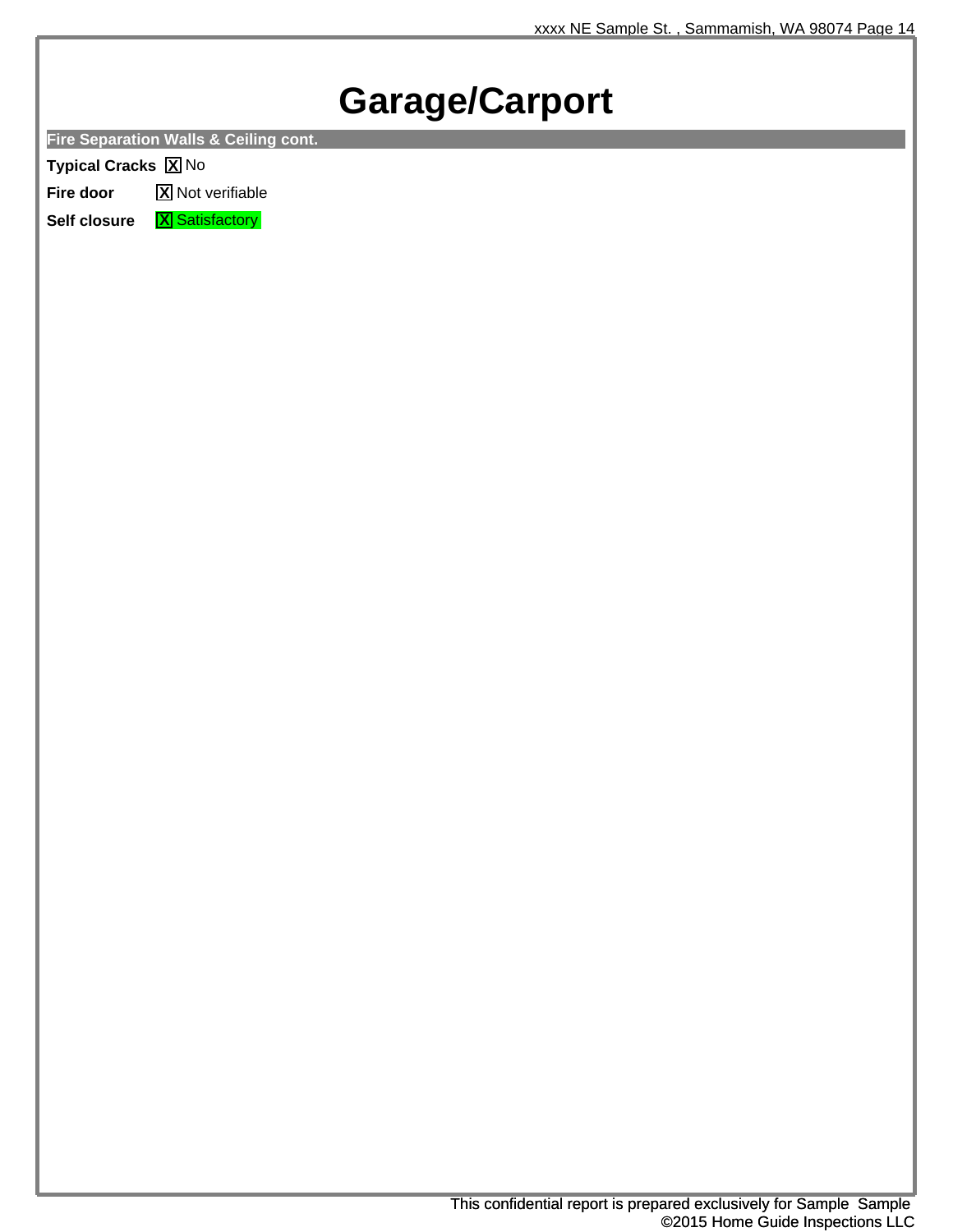# Garage/Carport

## Fire Separation Walls & Ceiling cont.

**Typical Cracks** [X] No

**Fire door** [X] Not verifiable

**Self closure** [X] Satisfactory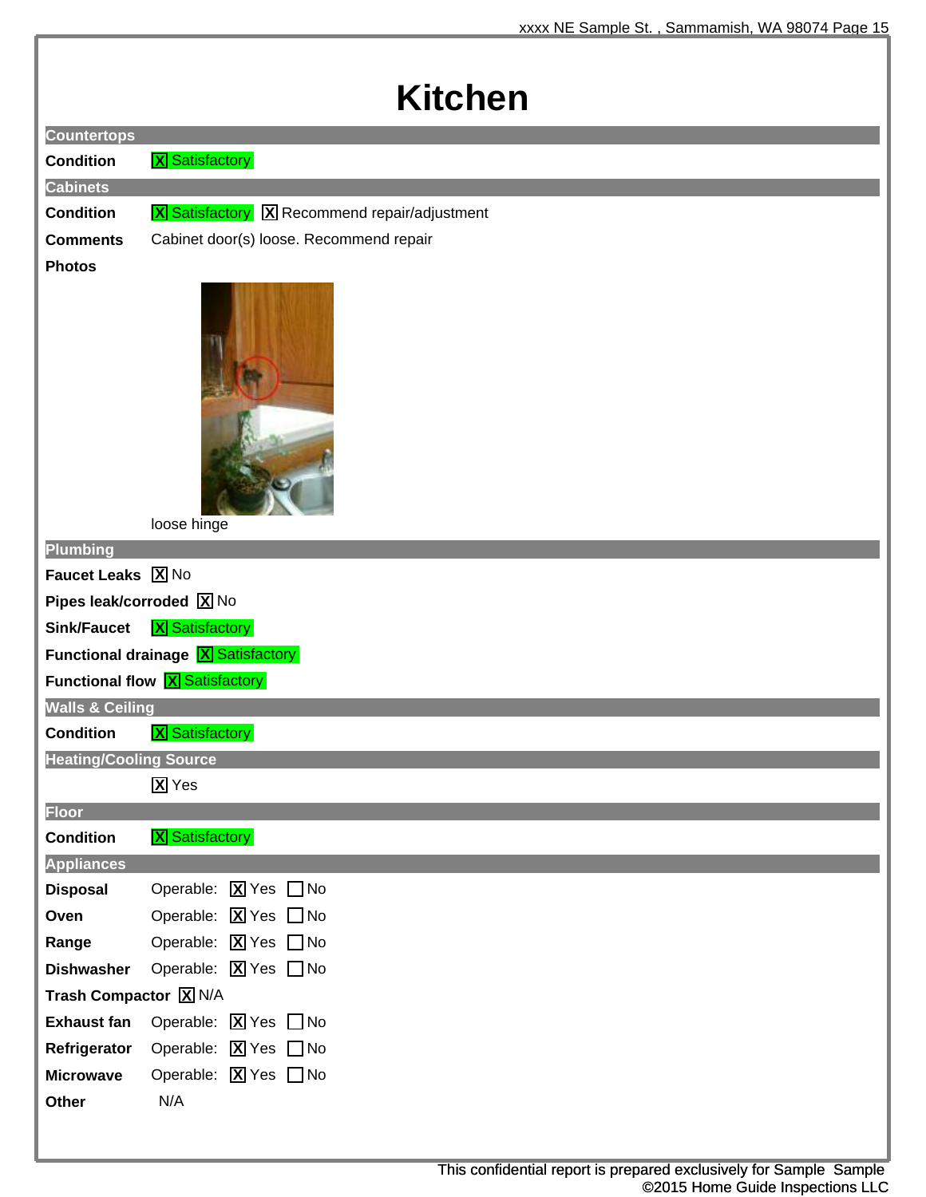# Kitchen

## Countertops

**Condition** [X] Satisfactory

## Cabinets

**Condition** [X] Satisfactory [X] Recommend repair/adjustment

**Comments** Cabinet door(s) loose. Recommend repair

**Photos**

loose hinge

## Plumbing

**Faucet Leaks** [X] No

**Pipes leak/corroded** [X] No

**Sink/Faucet** [X] Satisfactory

**Functional drainage** [X] Satisfactory

**Functional flow** [X] Satisfactory

## Walls & Ceiling

**Condition** [X] Satisfactory

## Heating/Cooling Source

[X] Yes

## Floor

**Condition** [X] Satisfactory

## Appliances

**Disposal** Operable: [X] Yes [ ] No

**Oven** Operable: [X] Yes [ ] No

**Range** Operable: [X] Yes [ ] No

**Dishwasher** Operable: [X] Yes [ ] No

**Trash Compactor** [X] N/A

**Exhaust fan** Operable: [X] Yes [ ] No

**Refrigerator** Operable: [X] Yes [ ] No

**Microwave** Operable: [X] Yes [ ] No

**Other** N/A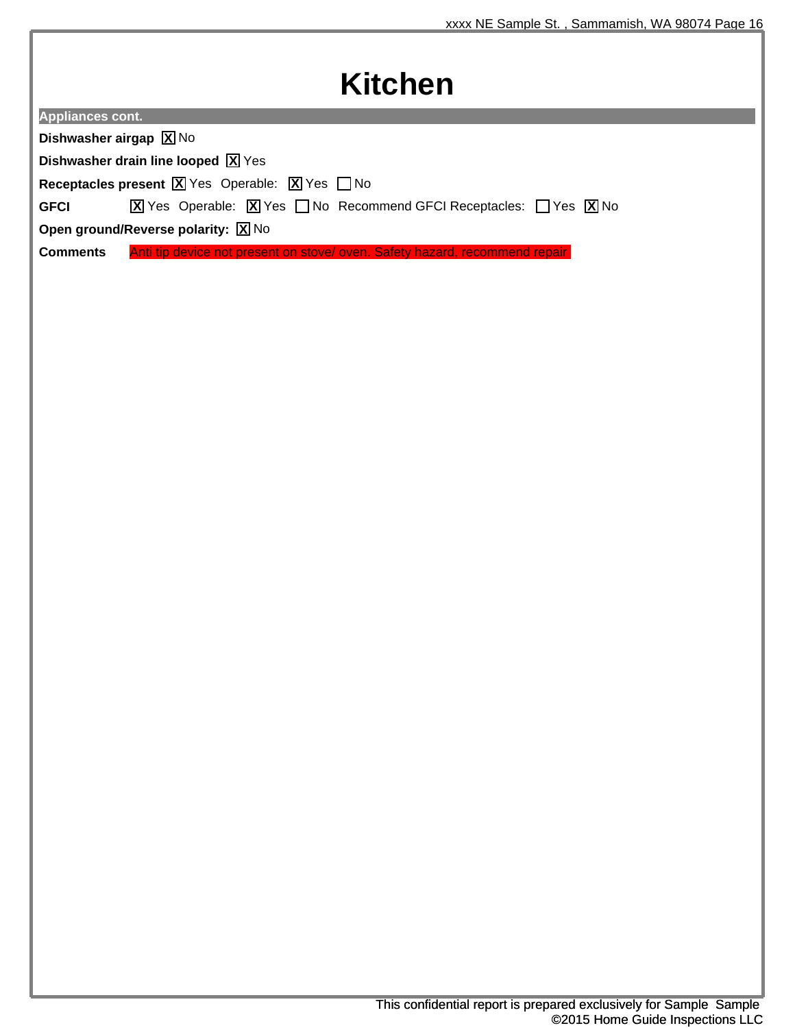# Kitchen

## Appliances cont.

**Dishwasher airgap** [X] No

**Dishwasher drain line looped** [X] Yes

**Receptacles present** [X] Yes Operable: [X] Yes [ ] No

**GFCI** [X] Yes Operable: [X] Yes [ ] No Recommend GFCI Receptacles: [ ] Yes [X] No

**Open ground/Reverse polarity:** [X] No

**Comments** Anti tip device not present on stove/ oven. Safety hazard, recommend repair.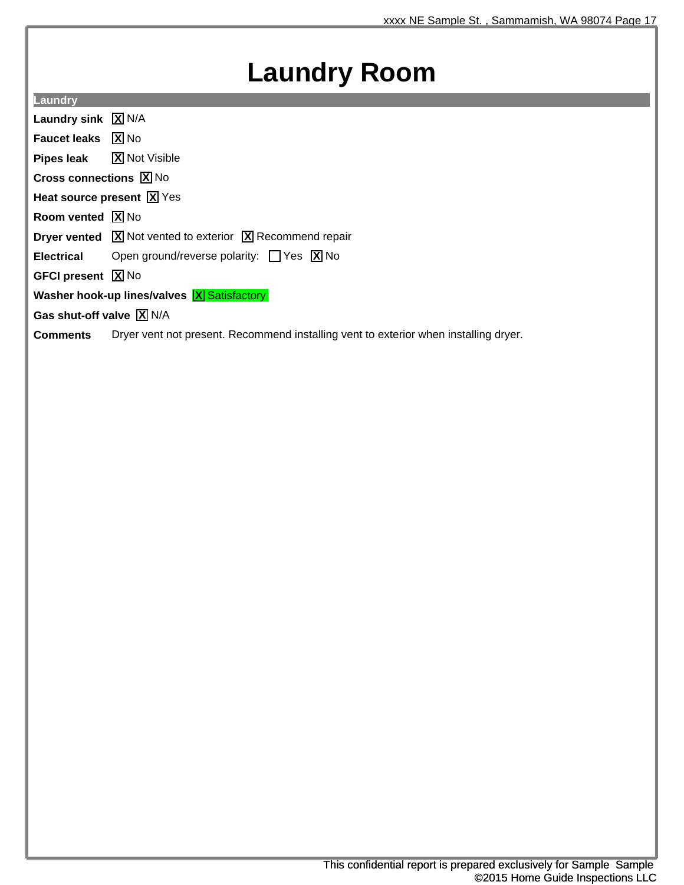# Laundry Room

## Laundry

**Laundry sink** [X] N/A

**Faucet leaks** [X] No

**Pipes leak** [X] Not Visible

**Cross connections** [X] No

**Heat source present** [X] Yes

**Room vented** [X] No

**Dryer vented** [X] Not vented to exterior [X] Recommend repair

**Electrical** Open ground/reverse polarity: [ ] Yes [X] No

**GFCI present** [X] No

**Washer hook-up lines/valves** [X] Satisfactory

**Gas shut-off valve** [X] N/A

**Comments** Dryer vent not present. Recommend installing vent to exterior when installing dryer.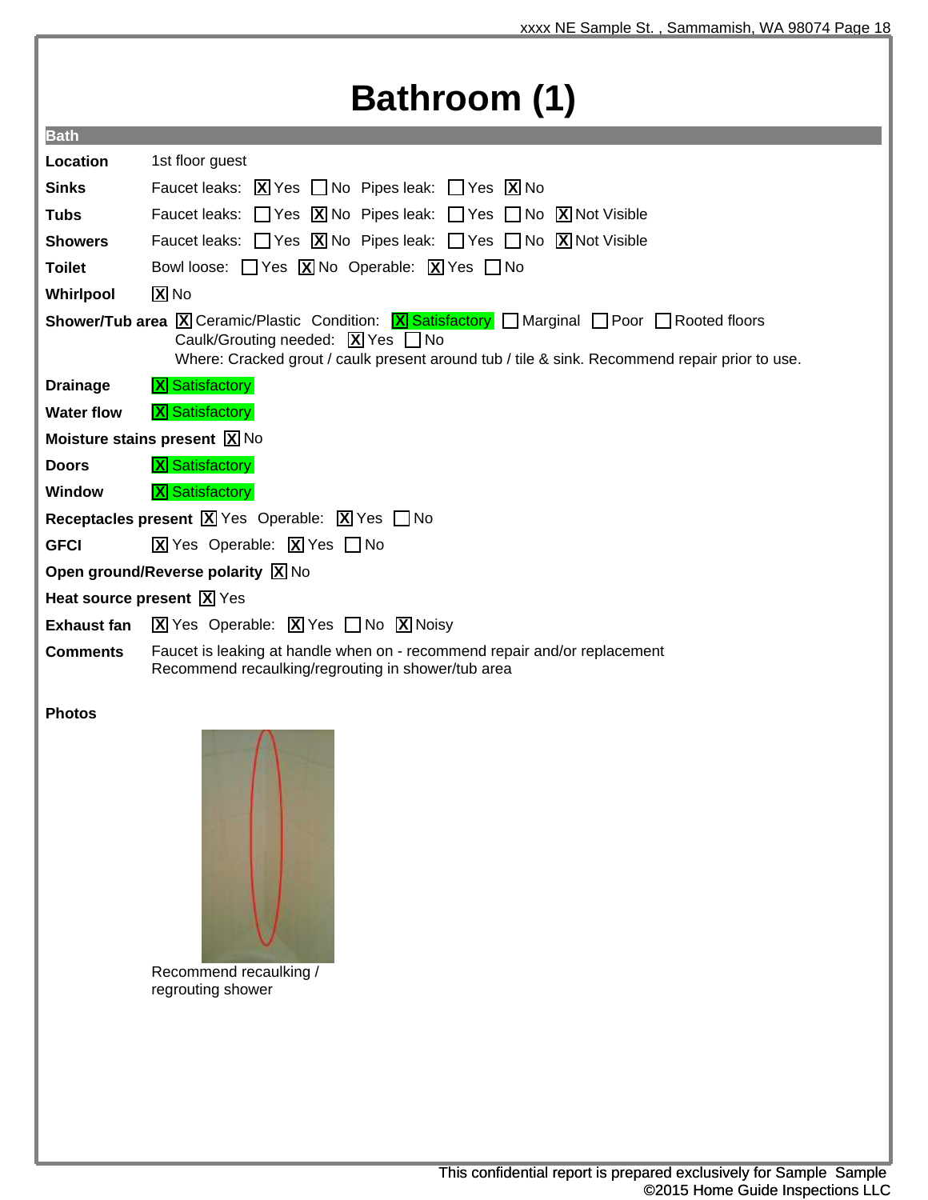# Bathroom (1)

**Bath**

| | |
|---|---|
| **Location** | 1st floor guest |
| **Sinks** | Faucet leaks: [X] Yes [ ] No Pipes leak: [ ] Yes [X] No |
| **Tubs** | Faucet leaks: [ ] Yes [X] No Pipes leak: [ ] Yes [ ] No [X] Not Visible |
| **Showers** | Faucet leaks: [ ] Yes [X] No Pipes leak: [ ] Yes [ ] No [X] Not Visible |
| **Toilet** | Bowl loose: [ ] Yes [X] No Operable: [X] Yes [ ] No |
| **Whirlpool** | [X] No |
| **Shower/Tub area** | [X] Ceramic/Plastic Condition: [X] Satisfactory [ ] Marginal [ ] Poor [ ] Rooted floors<br>Caulk/Grouting needed: [X] Yes [ ] No<br>Where: Cracked grout / caulk present around tub / tile & sink. Recommend repair prior to use. |
| **Drainage** | [X] Satisfactory |
| **Water flow** | [X] Satisfactory |
| **Moisture stains present** | [X] No |
| **Doors** | [X] Satisfactory |
| **Window** | [X] Satisfactory |
| **Receptacles present** | [X] Yes Operable: [X] Yes [ ] No |
| **GFCI** | [X] Yes Operable: [X] Yes [ ] No |
| **Open ground/Reverse polarity** | [X] No |
| **Heat source present** | [X] Yes |
| **Exhaust fan** | [X] Yes Operable: [X] Yes [ ] No [X] Noisy |
| **Comments** | Faucet is leaking at handle when on - recommend repair and/or replacement<br>Recommend recaulking/regrouting in shower/tub area |

**Photos**

Recommend recaulking / regrouting shower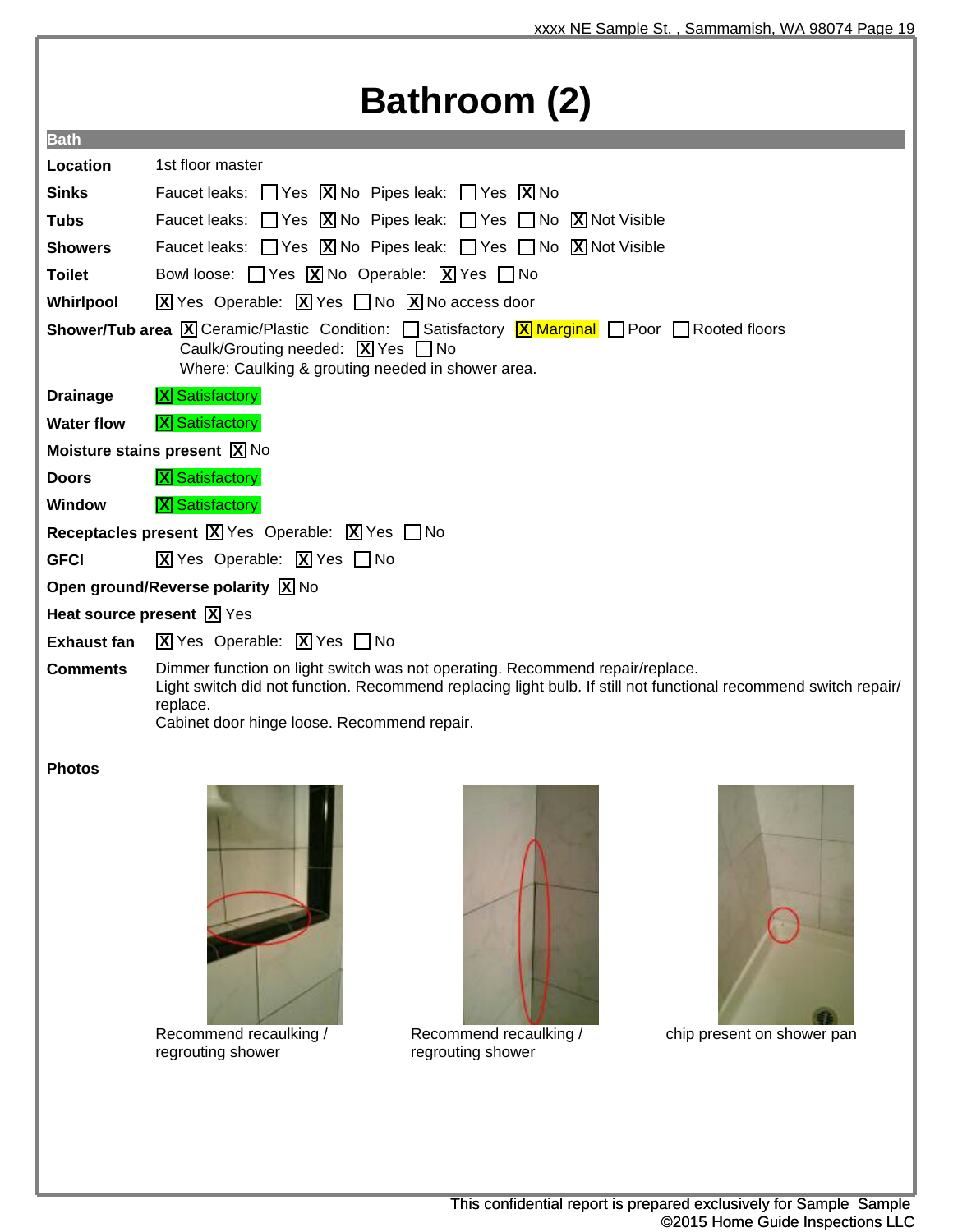# Bathroom (2)

**Bath**

| | |
|---|---|
| **Location** | 1st floor master |
| **Sinks** | Faucet leaks: ☐ Yes ☒ No Pipes leak: ☐ Yes ☒ No |
| **Tubs** | Faucet leaks: ☐ Yes ☒ No Pipes leak: ☐ Yes ☐ No ☒ Not Visible |
| **Showers** | Faucet leaks: ☐ Yes ☒ No Pipes leak: ☐ Yes ☐ No ☒ Not Visible |
| **Toilet** | Bowl loose: ☐ Yes ☒ No Operable: ☒ Yes ☐ No |
| **Whirlpool** | ☒ Yes Operable: ☒ Yes ☐ No ☒ No access door |
| **Shower/Tub area** | ☒ Ceramic/Plastic Condition: ☐ Satisfactory ☒ Marginal ☐ Poor ☐ Rooted floors<br>Caulk/Grouting needed: ☒ Yes ☐ No<br>Where: Caulking & grouting needed in shower area. |
| **Drainage** | ☒ Satisfactory |
| **Water flow** | ☒ Satisfactory |
| **Moisture stains present** | ☒ No |
| **Doors** | ☒ Satisfactory |
| **Window** | ☒ Satisfactory |
| **Receptacles present** | ☒ Yes Operable: ☒ Yes ☐ No |
| **GFCI** | ☒ Yes Operable: ☒ Yes ☐ No |
| **Open ground/Reverse polarity** | ☒ No |
| **Heat source present** | ☒ Yes |
| **Exhaust fan** | ☒ Yes Operable: ☒ Yes ☐ No |
| **Comments** | Dimmer function on light switch was not operating. Recommend repair/replace.<br>Light switch did not function. Recommend replacing light bulb. If still not functional recommend switch repair/replace.<br>Cabinet door hinge loose. Recommend repair. |

**Photos**

Recommend recaulking / regrouting shower

Recommend recaulking / regrouting shower

chip present on shower pan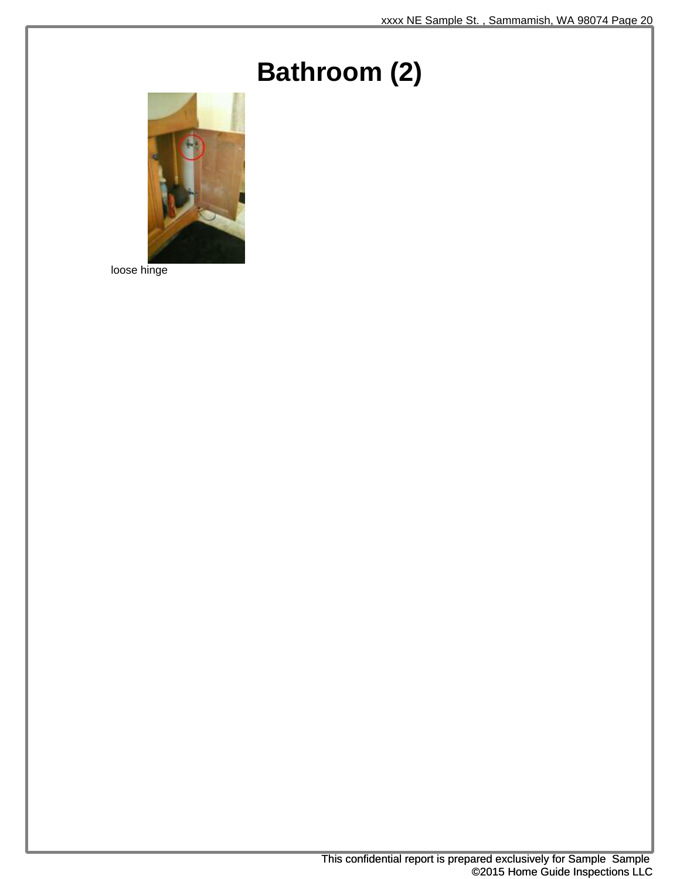# Bathroom (2)

loose hinge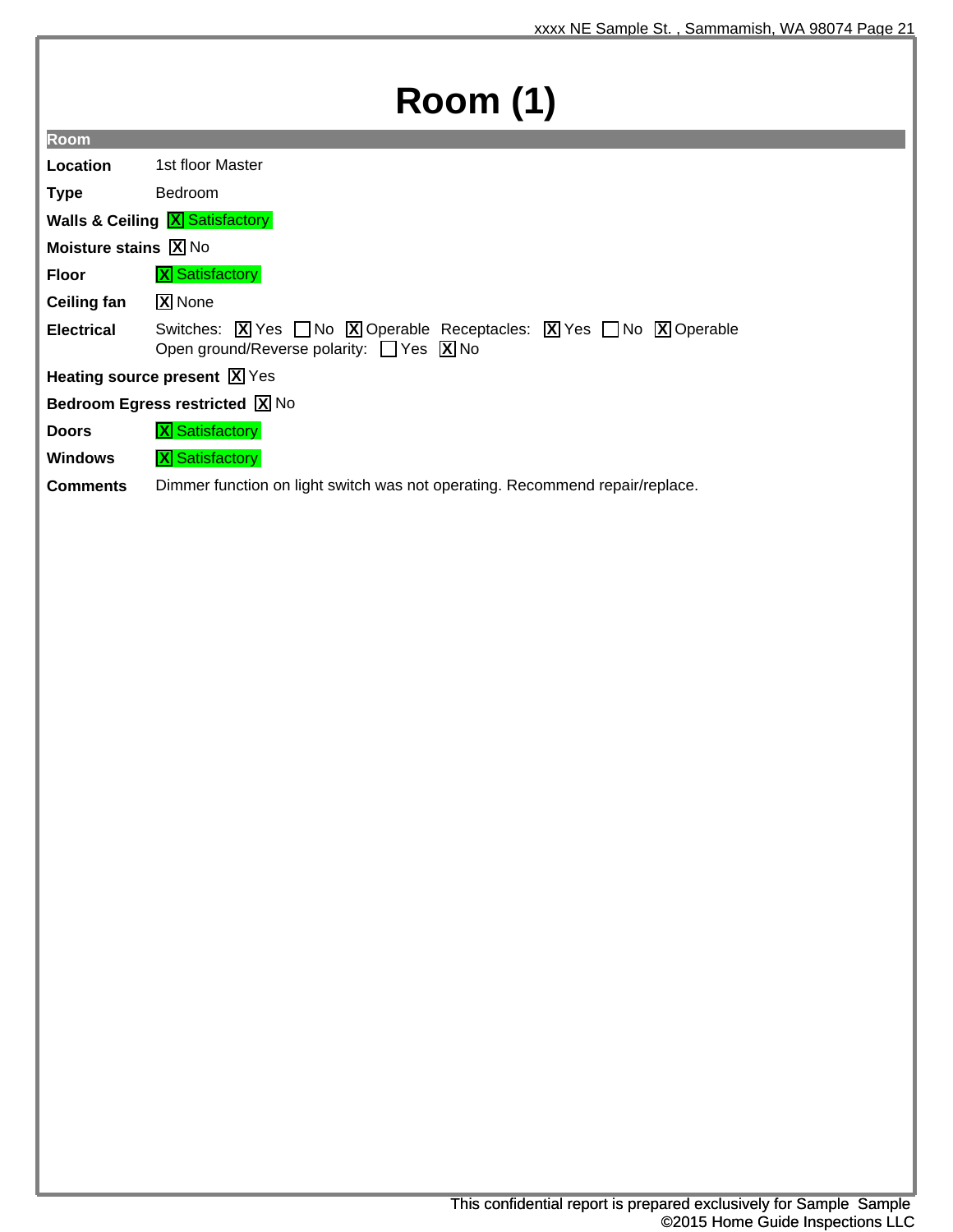# Room (1)

## Room

**Location** 1st floor Master

**Type** Bedroom

**Walls & Ceiling** [X] Satisfactory

**Moisture stains** [X] No

**Floor** [X] Satisfactory

**Ceiling fan** [X] None

**Electrical** Switches: [X] Yes [ ] No [X] Operable Receptacles: [X] Yes [ ] No [X] Operable
Open ground/Reverse polarity: [ ] Yes [X] No

**Heating source present** [X] Yes

**Bedroom Egress restricted** [X] No

**Doors** [X] Satisfactory

**Windows** [X] Satisfactory

**Comments** Dimmer function on light switch was not operating. Recommend repair/replace.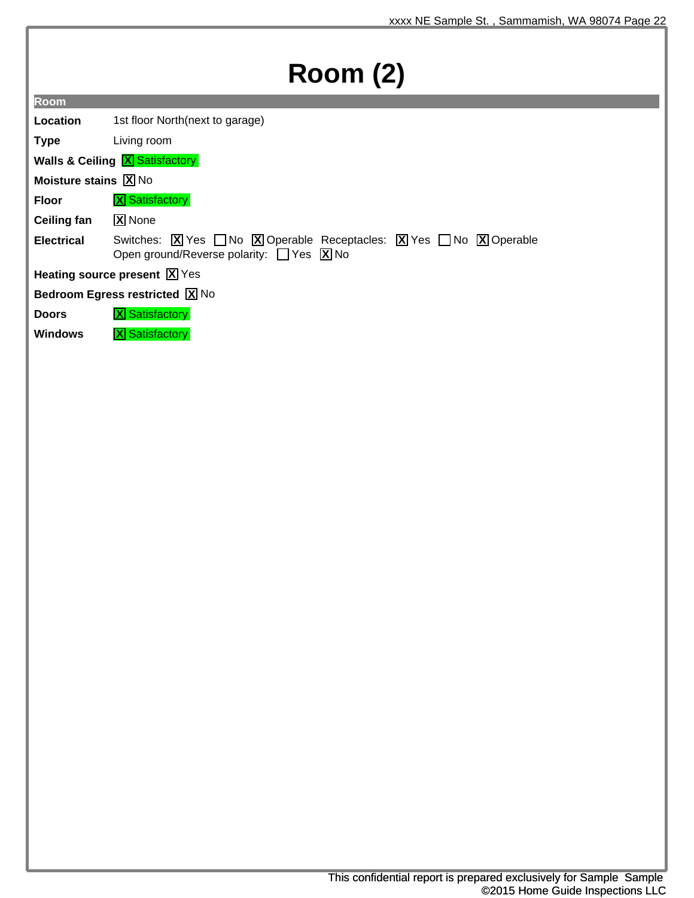# Room (2)

**Room**

**Location** 1st floor North(next to garage)

**Type** Living room

**Walls & Ceiling** [X] Satisfactory

**Moisture stains** [X] No

**Floor** [X] Satisfactory

**Ceiling fan** [X] None

**Electrical** Switches: [X] Yes [ ] No [X] Operable Receptacles: [X] Yes [ ] No [X] Operable
Open ground/Reverse polarity: [ ] Yes [X] No

**Heating source present** [X] Yes

**Bedroom Egress restricted** [X] No

**Doors** [X] Satisfactory

**Windows** [X] Satisfactory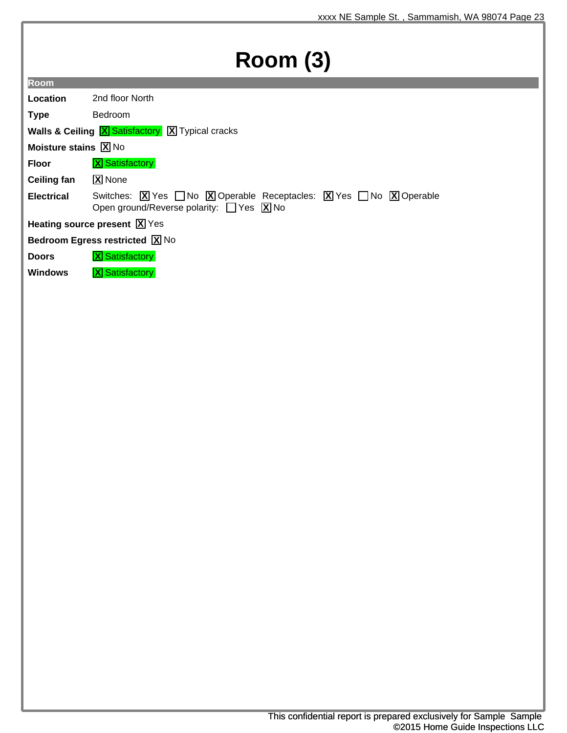# Room (3)

## Room

**Location** 2nd floor North

**Type** Bedroom

**Walls & Ceiling** [X] Satisfactory [X] Typical cracks

**Moisture stains** [X] No

**Floor** [X] Satisfactory

**Ceiling fan** [X] None

**Electrical** Switches: [X] Yes [ ] No [X] Operable Receptacles: [X] Yes [ ] No [X] Operable
Open ground/Reverse polarity: [ ] Yes [X] No

**Heating source present** [X] Yes

**Bedroom Egress restricted** [X] No

**Doors** [X] Satisfactory

**Windows** [X] Satisfactory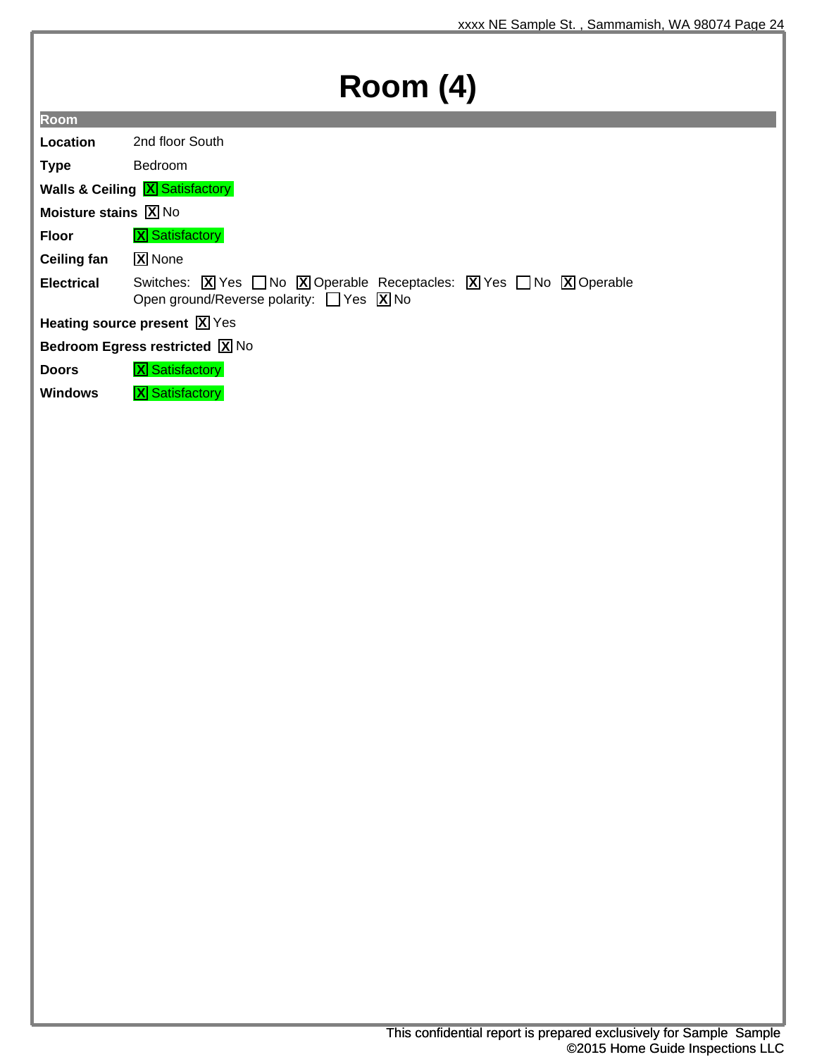# Room (4)

## Room

**Location** 2nd floor South

**Type** Bedroom

**Walls & Ceiling** [X] Satisfactory

**Moisture stains** [X] No

**Floor** [X] Satisfactory

**Ceiling fan** [X] None

**Electrical** Switches: [X] Yes [ ] No [X] Operable Receptacles: [X] Yes [ ] No [X] Operable
Open ground/Reverse polarity: [ ] Yes [X] No

**Heating source present** [X] Yes

**Bedroom Egress restricted** [X] No

**Doors** [X] Satisfactory

**Windows** [X] Satisfactory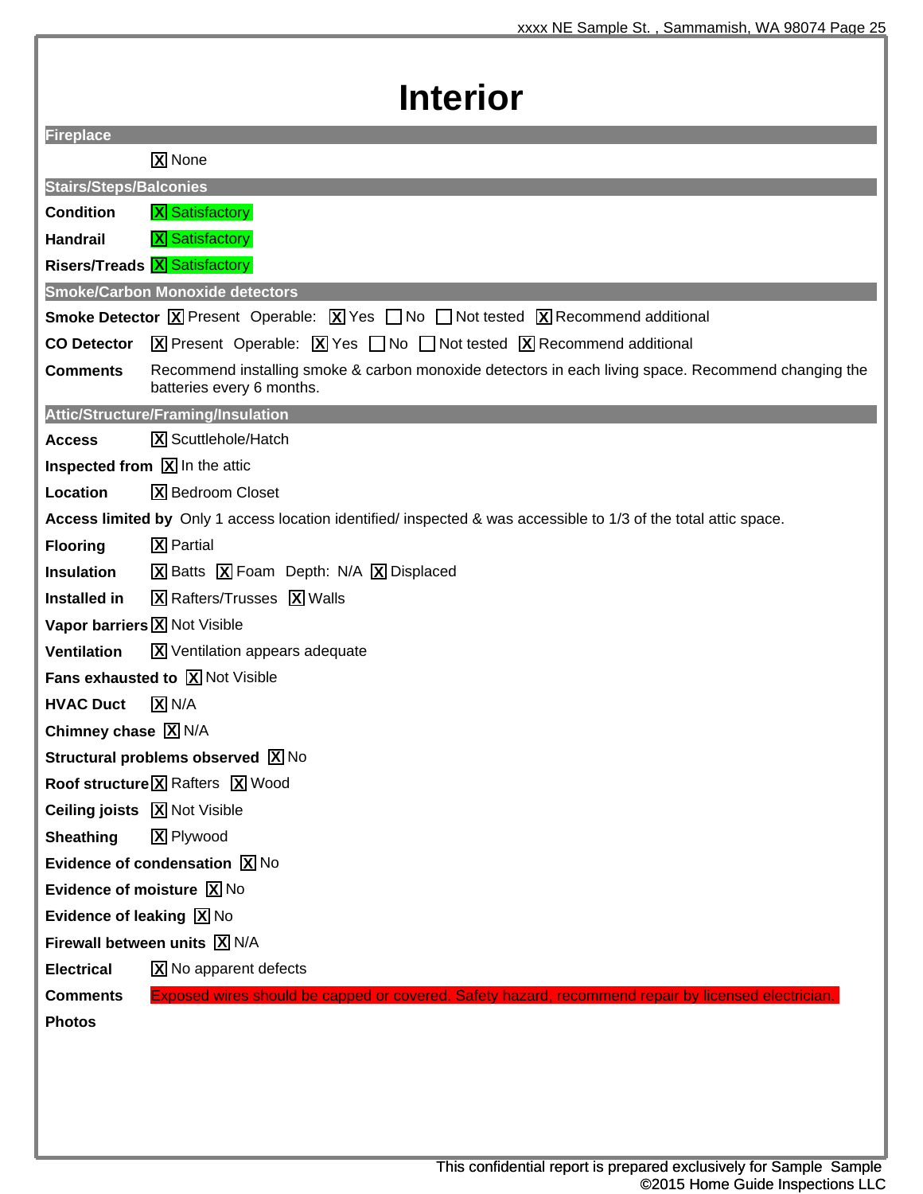# Interior

## Fireplace

[X] None

## Stairs/Steps/Balconies

**Condition** [X] Satisfactory

**Handrail** [X] Satisfactory

**Risers/Treads** [X] Satisfactory

## Smoke/Carbon Monoxide detectors

**Smoke Detector** [X] Present Operable: [X] Yes [ ] No [ ] Not tested [X] Recommend additional

**CO Detector** [X] Present Operable: [X] Yes [ ] No [ ] Not tested [X] Recommend additional

**Comments** Recommend installing smoke & carbon monoxide detectors in each living space. Recommend changing the batteries every 6 months.

## Attic/Structure/Framing/Insulation

**Access** [X] Scuttlehole/Hatch

**Inspected from** [X] In the attic

**Location** [X] Bedroom Closet

**Access limited by** Only 1 access location identified/ inspected & was accessible to 1/3 of the total attic space.

**Flooring** [X] Partial

**Insulation** [X] Batts [X] Foam Depth: N/A [X] Displaced

**Installed in** [X] Rafters/Trusses [X] Walls

**Vapor barriers** [X] Not Visible

**Ventilation** [X] Ventilation appears adequate

**Fans exhausted to** [X] Not Visible

**HVAC Duct** [X] N/A

**Chimney chase** [X] N/A

**Structural problems observed** [X] No

**Roof structure** [X] Rafters [X] Wood

**Ceiling joists** [X] Not Visible

**Sheathing** [X] Plywood

**Evidence of condensation** [X] No

**Evidence of moisture** [X] No

**Evidence of leaking** [X] No

**Firewall between units** [X] N/A

**Electrical** [X] No apparent defects

**Comments** Exposed wires should be capped or covered. Safety hazard, recommend repair by licensed electrician.

**Photos**

This confidential report is prepared exclusively for Sample Sample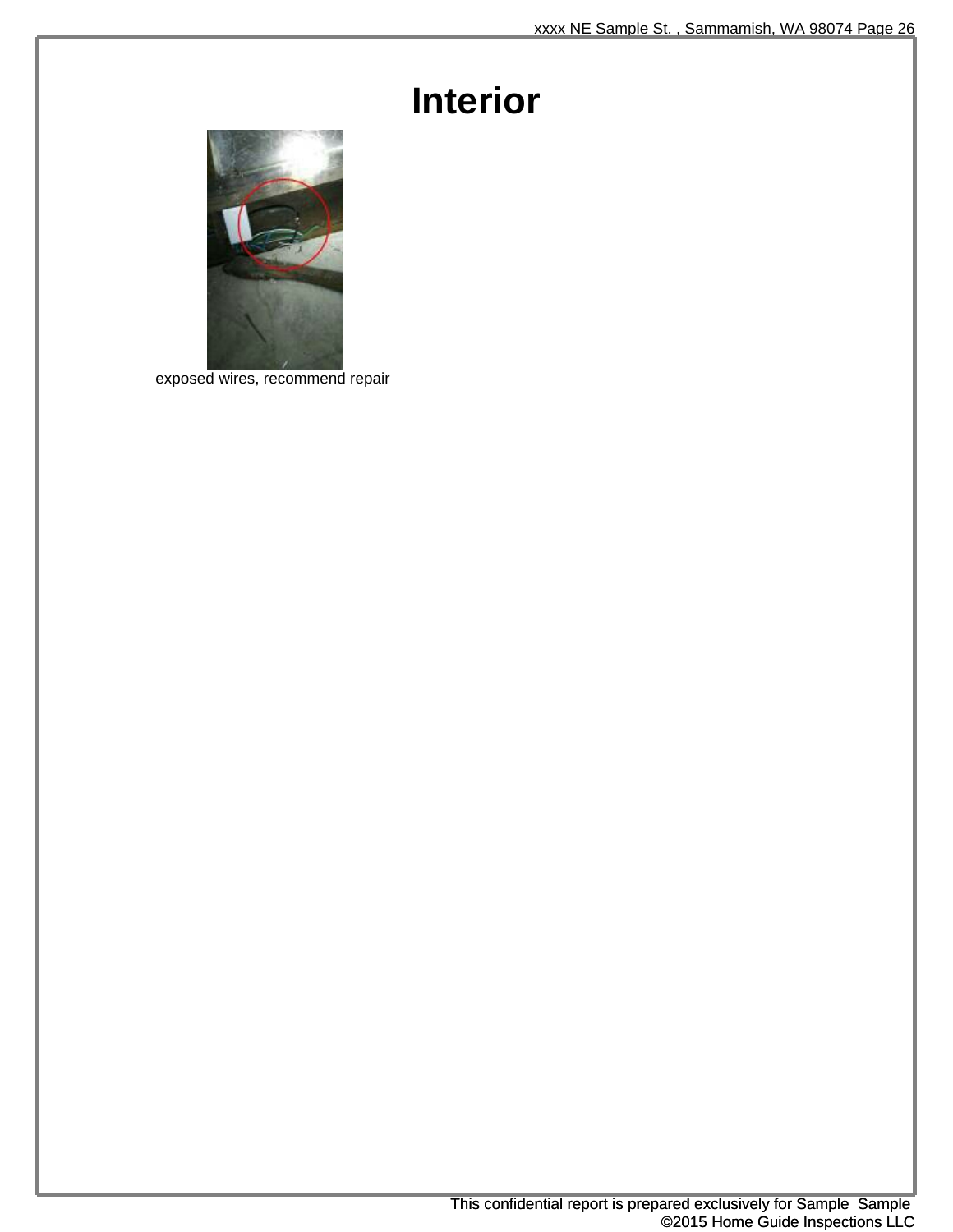# Interior

exposed wires, recommend repair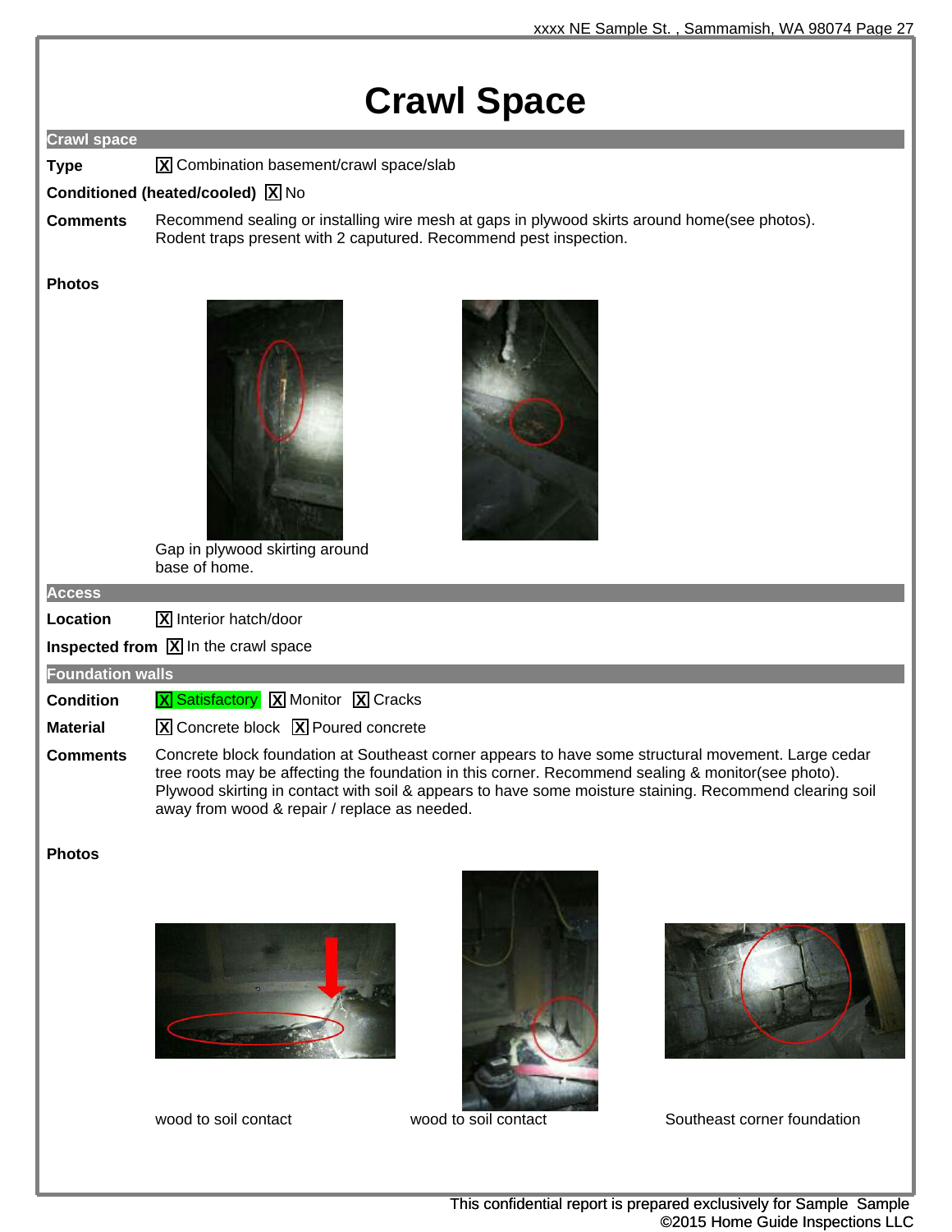# Crawl Space

## Crawl space

**Type** [X] Combination basement/crawl space/slab

**Conditioned (heated/cooled)** [X] No

**Comments** Recommend sealing or installing wire mesh at gaps in plywood skirts around home(see photos). Rodent traps present with 2 caputured. Recommend pest inspection.

**Photos**

Gap in plywood skirting around base of home.

## Access

**Location** [X] Interior hatch/door

**Inspected from** [X] In the crawl space

## Foundation walls

**Condition** [X] Satisfactory [X] Monitor [X] Cracks

**Material** [X] Concrete block [X] Poured concrete

**Comments** Concrete block foundation at Southeast corner appears to have some structural movement. Large cedar tree roots may be affecting the foundation in this corner. Recommend sealing & monitor(see photo). Plywood skirting in contact with soil & appears to have some moisture staining. Recommend clearing soil away from wood & repair / replace as needed.

**Photos**

wood to soil contact

wood to soil contact

Southeast corner foundation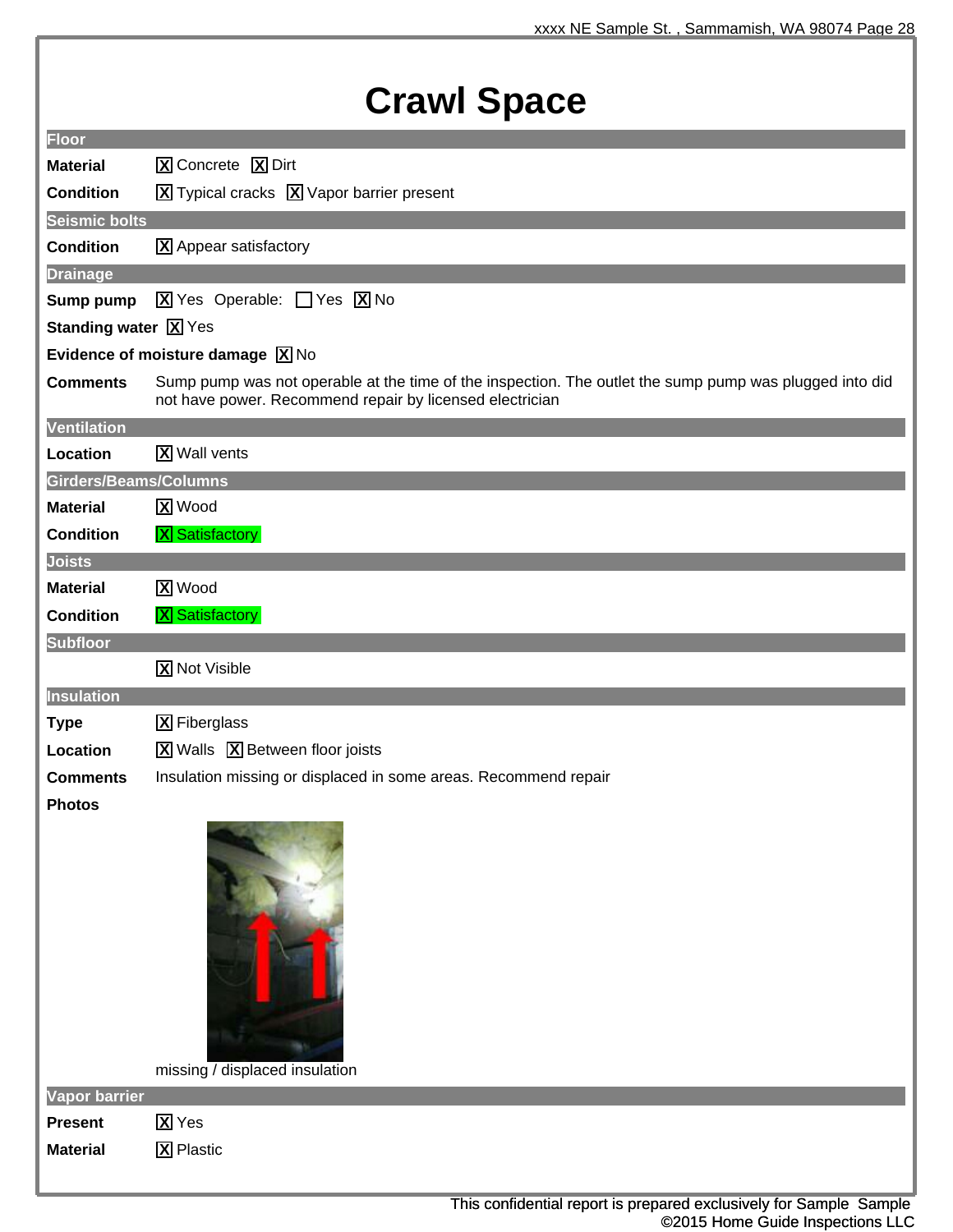# Crawl Space

## Floor

**Material** [X] Concrete [X] Dirt

**Condition** [X] Typical cracks [X] Vapor barrier present

## Seismic bolts

**Condition** [X] Appear satisfactory

## Drainage

**Sump pump** [X] Yes Operable: [ ] Yes [X] No

**Standing water** [X] Yes

**Evidence of moisture damage** [X] No

**Comments** Sump pump was not operable at the time of the inspection. The outlet the sump pump was plugged into did not have power. Recommend repair by licensed electrician

## Ventilation

**Location** [X] Wall vents

## Girders/Beams/Columns

**Material** [X] Wood

**Condition** [X] Satisfactory

## Joists

**Material** [X] Wood

**Condition** [X] Satisfactory

## Subfloor

[X] Not Visible

## Insulation

**Type** [X] Fiberglass

**Location** [X] Walls [X] Between floor joists

**Comments** Insulation missing or displaced in some areas. Recommend repair

**Photos**

missing / displaced insulation

## Vapor barrier

**Present** [X] Yes

**Material** [X] Plastic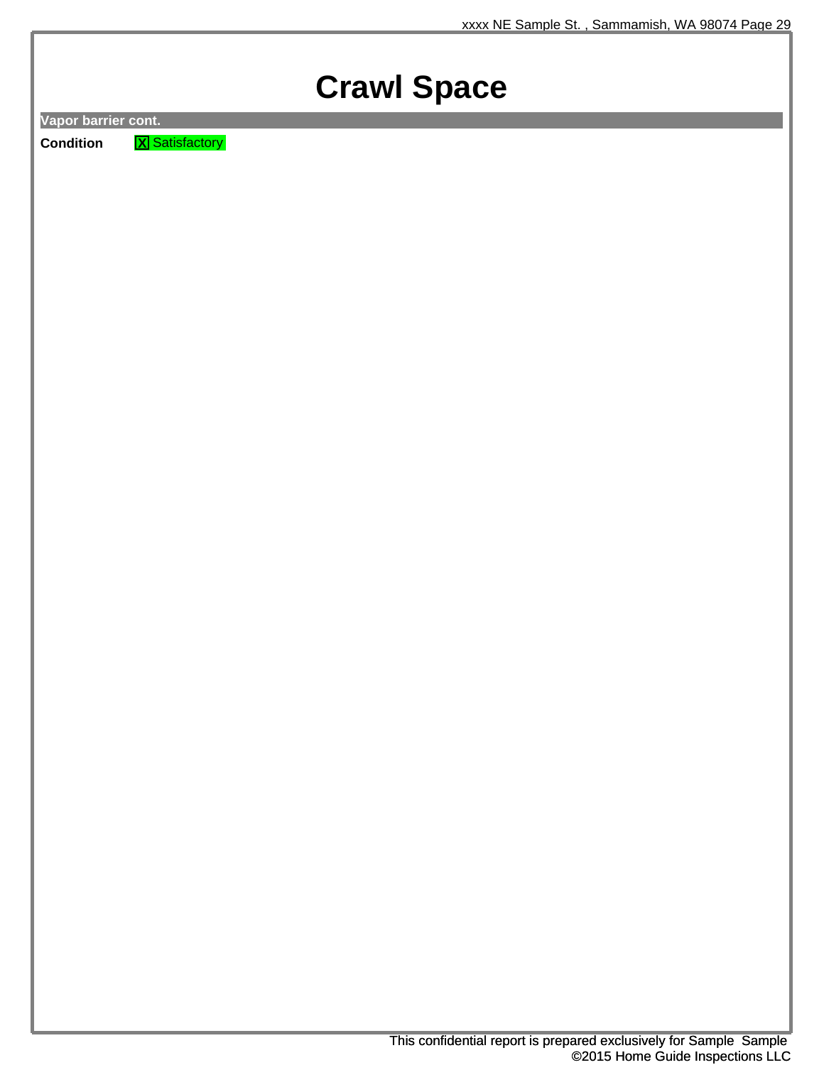# Crawl Space

**Vapor barrier cont.**

**Condition** [X] Satisfactory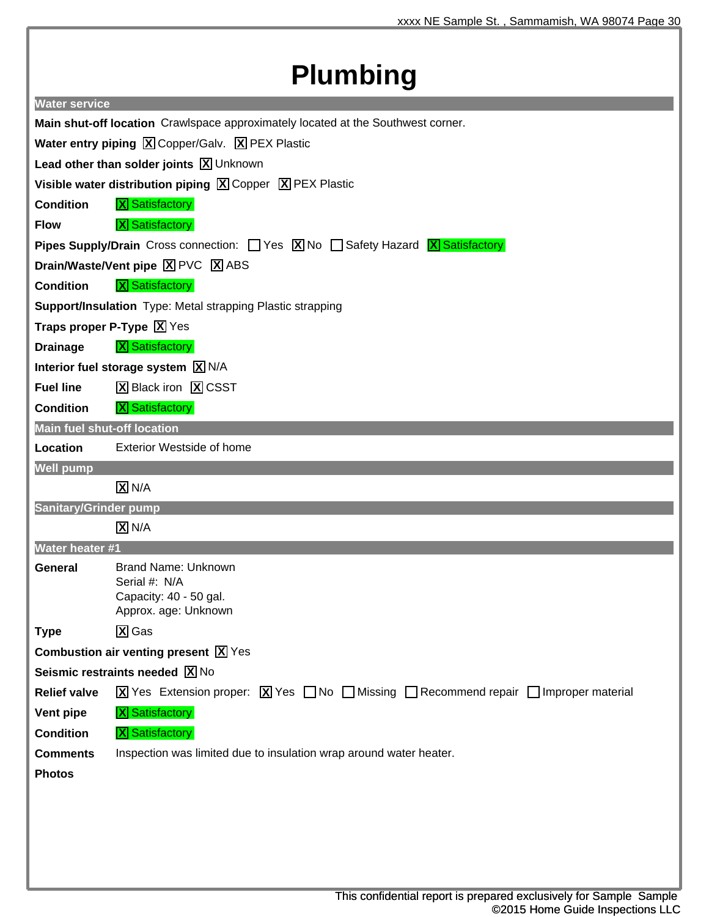# Plumbing

## Water service

**Main shut-off location** Crawlspace approximately located at the Southwest corner.

**Water entry piping** [X] Copper/Galv. [X] PEX Plastic

**Lead other than solder joints** [X] Unknown

**Visible water distribution piping** [X] Copper [X] PEX Plastic

**Condition** [X] Satisfactory

**Flow** [X] Satisfactory

**Pipes Supply/Drain** Cross connection: [ ] Yes [X] No [ ] Safety Hazard [X] Satisfactory

**Drain/Waste/Vent pipe** [X] PVC [X] ABS

**Condition** [X] Satisfactory

**Support/Insulation** Type: Metal strapping Plastic strapping

**Traps proper P-Type** [X] Yes

**Drainage** [X] Satisfactory

**Interior fuel storage system** [X] N/A

**Fuel line** [X] Black iron [X] CSST

**Condition** [X] Satisfactory

## Main fuel shut-off location

**Location** Exterior Westside of home

## Well pump

[X] N/A

## Sanitary/Grinder pump

[X] N/A

## Water heater #1

**General**
Brand Name: Unknown
Serial #: N/A
Capacity: 40 - 50 gal.
Approx. age: Unknown

**Type** [X] Gas

**Combustion air venting present** [X] Yes

**Seismic restraints needed** [X] No

**Relief valve** [X] Yes Extension proper: [X] Yes [ ] No [ ] Missing [ ] Recommend repair [ ] Improper material

**Vent pipe** [X] Satisfactory

**Condition** [X] Satisfactory

**Comments** Inspection was limited due to insulation wrap around water heater.

**Photos**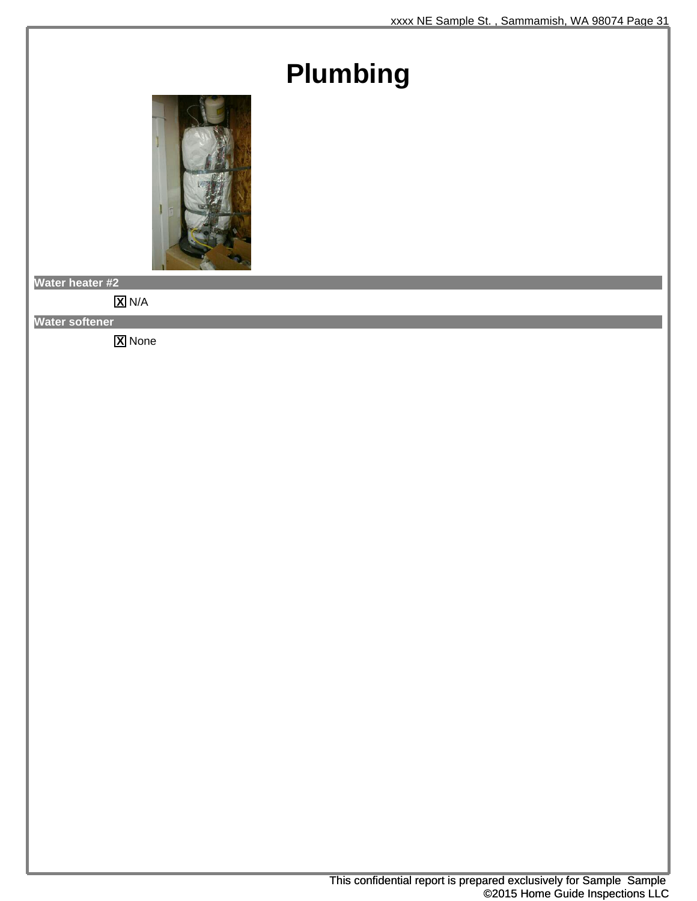# Plumbing

**Water heater #2**

[X] N/A

**Water softener**

[X] None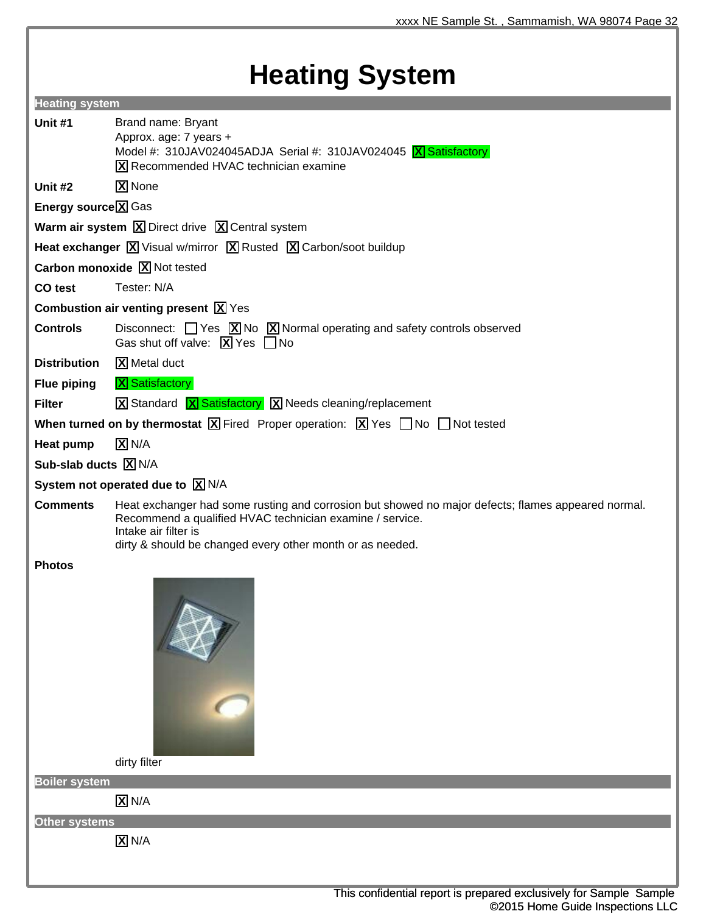# Heating System

## Heating system

**Unit #1**
Brand name: Bryant
Approx. age: 7 years +
Model #: 310JAV024045ADJA Serial #: 310JAV024045 [X] Satisfactory
[X] Recommended HVAC technician examine

**Unit #2** [X] None

**Energy source** [X] Gas

**Warm air system** [X] Direct drive [X] Central system

**Heat exchanger** [X] Visual w/mirror [X] Rusted [X] Carbon/soot buildup

**Carbon monoxide** [X] Not tested

**CO test** Tester: N/A

**Combustion air venting present** [X] Yes

**Controls**
Disconnect: [ ] Yes [X] No [X] Normal operating and safety controls observed
Gas shut off valve: [X] Yes [ ] No

**Distribution** [X] Metal duct

**Flue piping** [X] Satisfactory

**Filter** [X] Standard [X] Satisfactory [X] Needs cleaning/replacement

**When turned on by thermostat** [X] Fired Proper operation: [X] Yes [ ] No [ ] Not tested

**Heat pump** [X] N/A

**Sub-slab ducts** [X] N/A

**System not operated due to** [X] N/A

**Comments**
Heat exchanger had some rusting and corrosion but showed no major defects; flames appeared normal.
Recommend a qualified HVAC technician examine / service.
Intake air filter is
dirty & should be changed every other month or as needed.

**Photos**

dirty filter

## Boiler system

[X] N/A

## Other systems

[X] N/A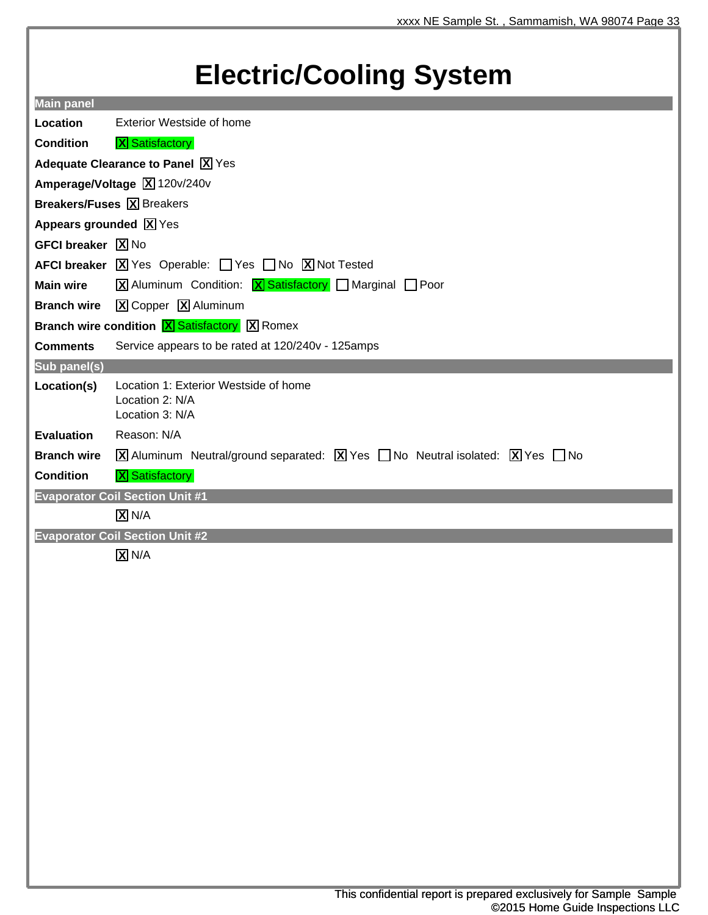# Electric/Cooling System

## Main panel

**Location** Exterior Westside of home

**Condition** [X] Satisfactory

**Adequate Clearance to Panel** [X] Yes

**Amperage/Voltage** [X] 120v/240v

**Breakers/Fuses** [X] Breakers

**Appears grounded** [X] Yes

**GFCI breaker** [X] No

**AFCI breaker** [X] Yes Operable: [ ] Yes [ ] No [X] Not Tested

**Main wire** [X] Aluminum Condition: [X] Satisfactory [ ] Marginal [ ] Poor

**Branch wire** [X] Copper [X] Aluminum

**Branch wire condition** [X] Satisfactory [X] Romex

**Comments** Service appears to be rated at 120/240v - 125amps

## Sub panel(s)

**Location(s)** Location 1: Exterior Westside of home
Location 2: N/A
Location 3: N/A

**Evaluation** Reason: N/A

**Branch wire** [X] Aluminum Neutral/ground separated: [X] Yes [ ] No Neutral isolated: [X] Yes [ ] No

**Condition** [X] Satisfactory

## Evaporator Coil Section Unit #1

[X] N/A

## Evaporator Coil Section Unit #2

[X] N/A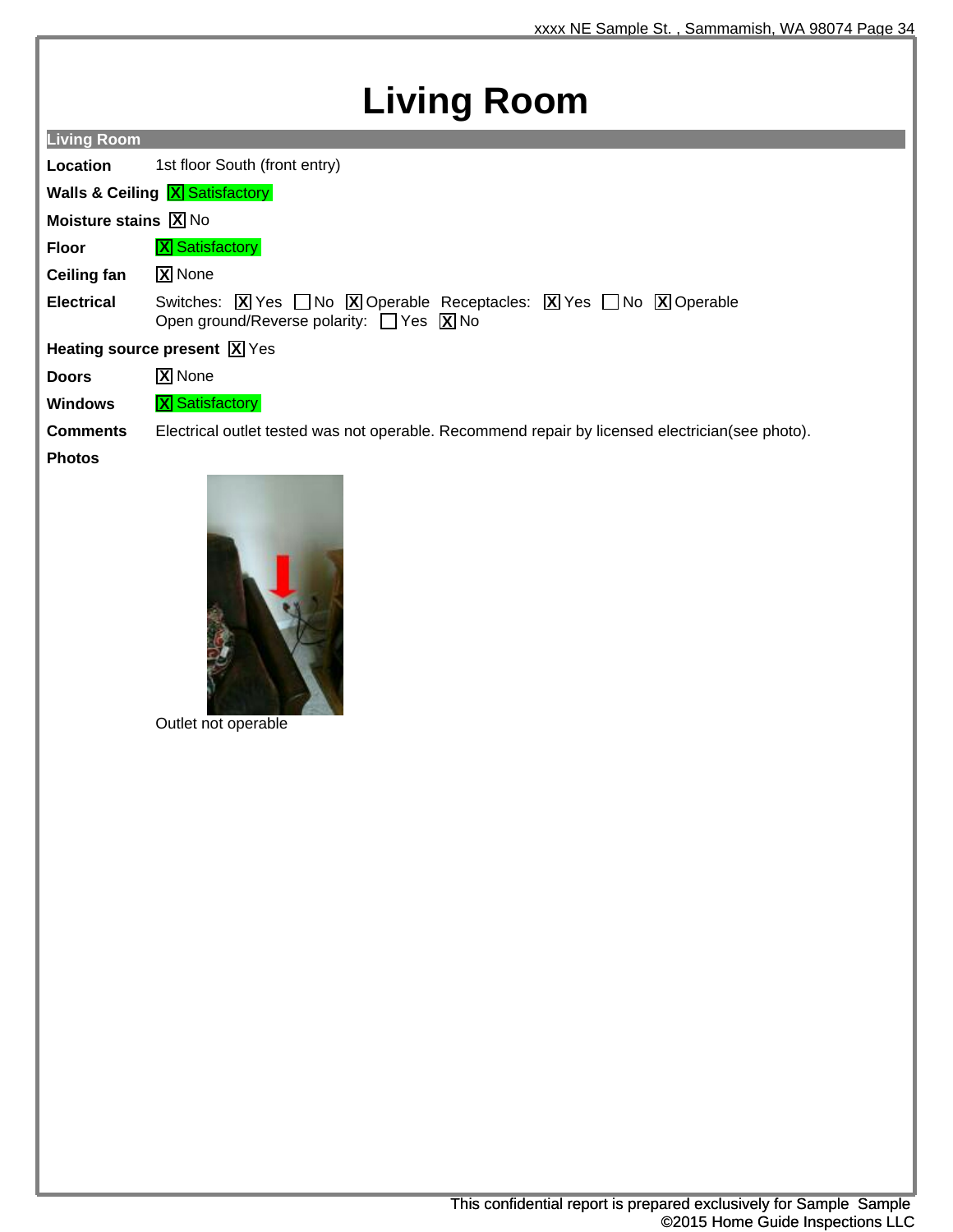# Living Room

## Living Room

**Location** 1st floor South (front entry)

**Walls & Ceiling** [X] Satisfactory

**Moisture stains** [X] No

**Floor** [X] Satisfactory

**Ceiling fan** [X] None

**Electrical** Switches: [X] Yes [ ] No [X] Operable Receptacles: [X] Yes [ ] No [X] Operable
Open ground/Reverse polarity: [ ] Yes [X] No

**Heating source present** [X] Yes

**Doors** [X] None

**Windows** [X] Satisfactory

**Comments** Electrical outlet tested was not operable. Recommend repair by licensed electrician(see photo).

**Photos**

Outlet not operable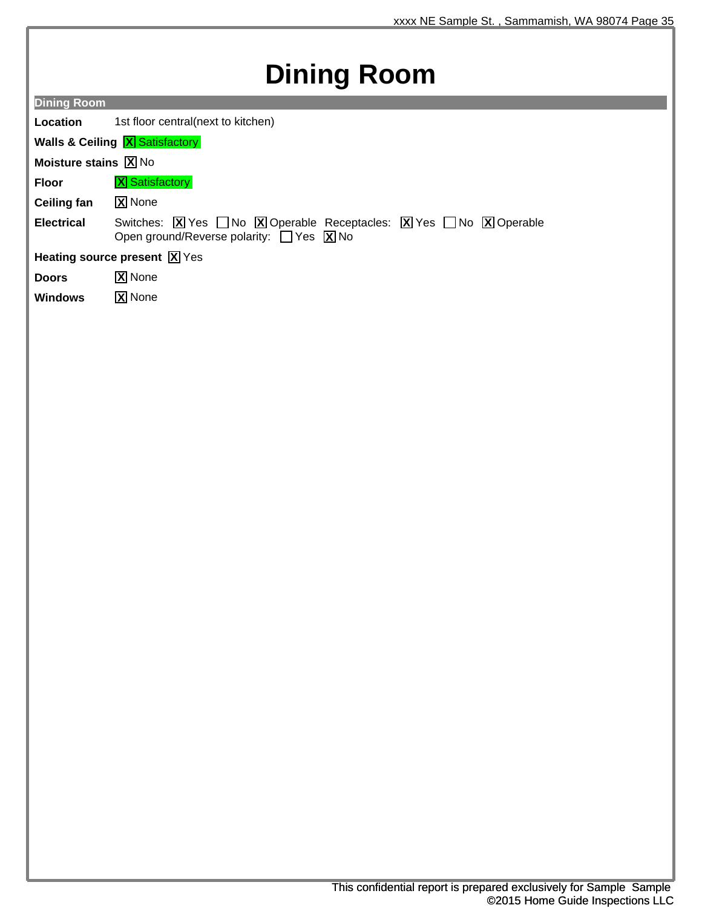# Dining Room

## Dining Room

**Location** 1st floor central(next to kitchen)

**Walls & Ceiling** [X] Satisfactory

**Moisture stains** [X] No

**Floor** [X] Satisfactory

**Ceiling fan** [X] None

**Electrical** Switches: [X] Yes [ ] No [X] Operable Receptacles: [X] Yes [ ] No [X] Operable
Open ground/Reverse polarity: [ ] Yes [X] No

**Heating source present** [X] Yes

**Doors** [X] None

**Windows** [X] None

This confidential report is prepared exclusively for Sample Sample
©2015 Home Guide Inspections LLC